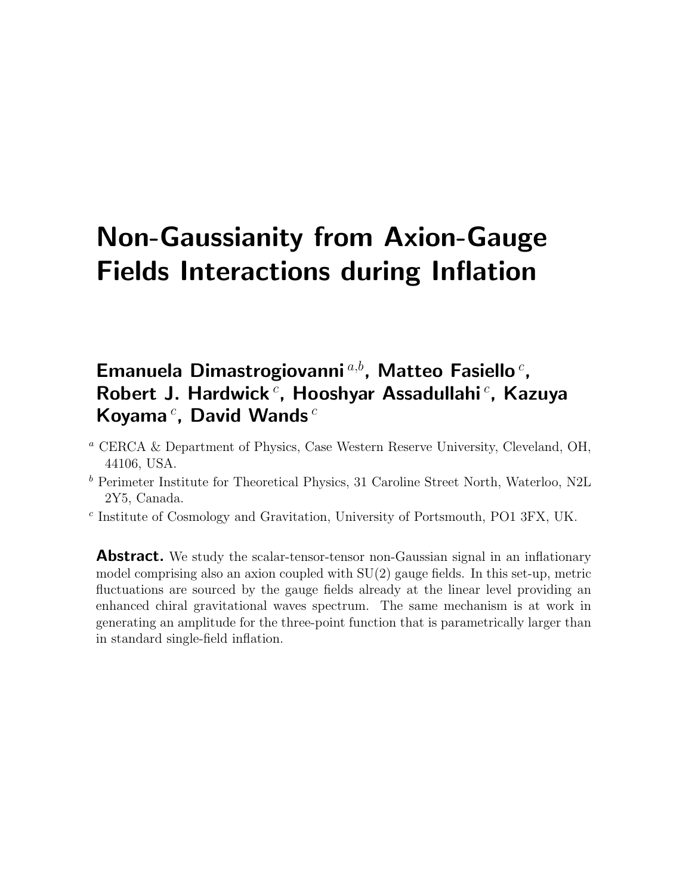# Non-Gaussianity from Axion-Gauge Fields Interactions during Inflation

**Emanuela Dimastrogiovanni** [a,b], **Matteo Fasiello** [c], **Robert J. Hardwick** [c], **Hooshyar Assadullahi** [c], **Kazuya Koyama** [c], **David Wands** [c]

[a] CERCA & Department of Physics, Case Western Reserve University, Cleveland, OH, 44106, USA.

[b] Perimeter Institute for Theoretical Physics, 31 Caroline Street North, Waterloo, N2L 2Y5, Canada.

[c] Institute of Cosmology and Gravitation, University of Portsmouth, PO1 3FX, UK.

**Abstract.** We study the scalar-tensor-tensor non-Gaussian signal in an inflationary model comprising also an axion coupled with SU(2) gauge fields. In this set-up, metric fluctuations are sourced by the gauge fields already at the linear level providing an enhanced chiral gravitational waves spectrum. The same mechanism is at work in generating an amplitude for the three-point function that is parametrically larger than in standard single-field inflation.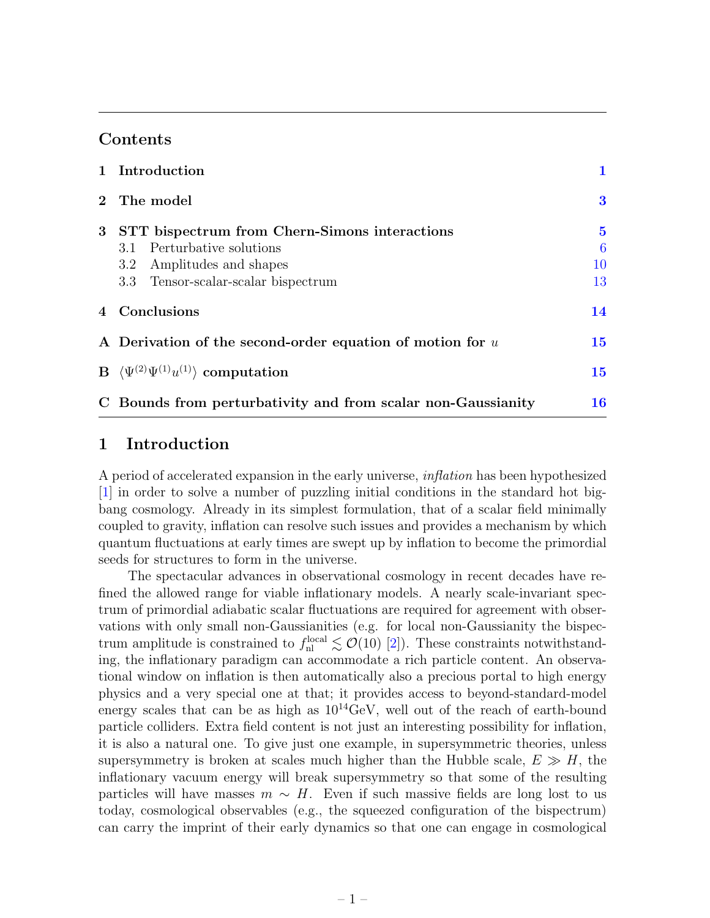## Contents

| | | |
|---|---|---|
| **1** | **Introduction** | **1** |
| **2** | **The model** | **3** |
| **3** | **STT bispectrum from Chern-Simons interactions** | **5** |
| | 3.1 Perturbative solutions | 6 |
| | 3.2 Amplitudes and shapes | 10 |
| | 3.3 Tensor-scalar-scalar bispectrum | 13 |
| **4** | **Conclusions** | **14** |
| **A** | **Derivation of the second-order equation of motion for $u$** | **15** |
| **B** | **$\langle \Psi^{(2)} \Psi^{(1)} u^{(1)} \rangle$ computation** | **15** |
| **C** | **Bounds from perturbativity and from scalar non-Gaussianity** | **16** |

# 1 Introduction

A period of accelerated expansion in the early universe, *inflation* has been hypothesized [1] in order to solve a number of puzzling initial conditions in the standard hot big-bang cosmology. Already in its simplest formulation, that of a scalar field minimally coupled to gravity, inflation can resolve such issues and provides a mechanism by which quantum fluctuations at early times are swept up by inflation to become the primordial seeds for structures to form in the universe.

The spectacular advances in observational cosmology in recent decades have refined the allowed range for viable inflationary models. A nearly scale-invariant spectrum of primordial adiabatic scalar fluctuations are required for agreement with observations with only small non-Gaussianities (e.g. for local non-Gaussianity the bispectrum amplitude is constrained to $f_{\rm nl}^{\rm local} \lesssim \mathcal{O}(10)$ [2]). These constraints notwithstanding, the inflationary paradigm can accommodate a rich particle content. An observational window on inflation is then automatically also a precious portal to high energy physics and a very special one at that; it provides access to beyond-standard-model energy scales that can be as high as $10^{14}$GeV, well out of the reach of earth-bound particle colliders. Extra field content is not just an interesting possibility for inflation, it is also a natural one. To give just one example, in supersymmetric theories, unless supersymmetry is broken at scales much higher than the Hubble scale, $E \gg H$, the inflationary vacuum energy will break supersymmetry so that some of the resulting particles will have masses $m \sim H$. Even if such massive fields are long lost to us today, cosmological observables (e.g., the squeezed configuration of the bispectrum) can carry the imprint of their early dynamics so that one can engage in cosmological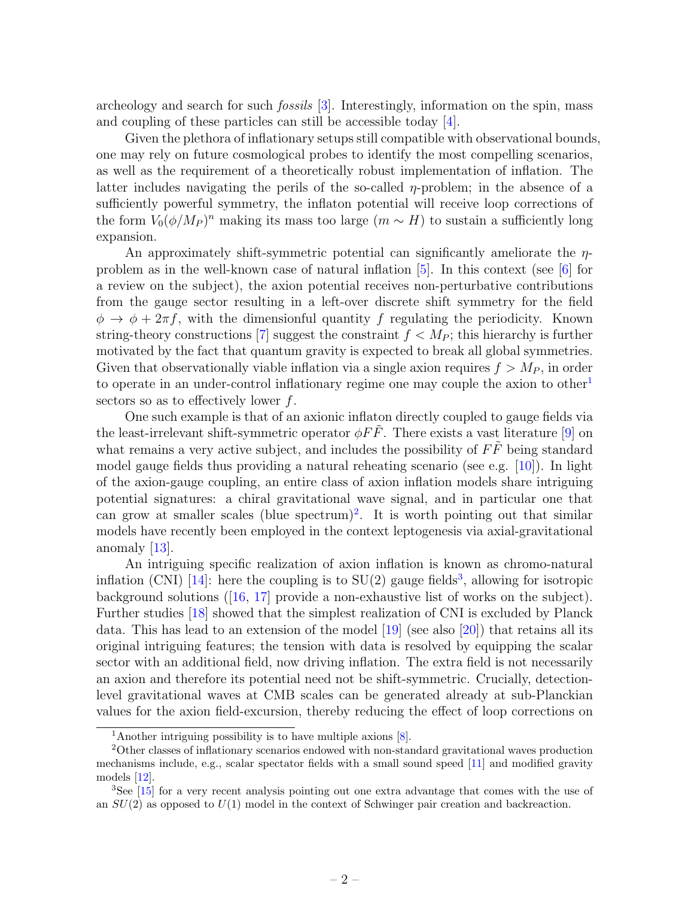archeology and search for such *fossils* [3]. Interestingly, information on the spin, mass and coupling of these particles can still be accessible today [4].

Given the plethora of inflationary setups still compatible with observational bounds, one may rely on future cosmological probes to identify the most compelling scenarios, as well as the requirement of a theoretically robust implementation of inflation. The latter includes navigating the perils of the so-called $\eta$-problem; in the absence of a sufficiently powerful symmetry, the inflaton potential will receive loop corrections of the form $V_0(\phi/M_P)^n$ making its mass too large ($m \sim H$) to sustain a sufficiently long expansion.

An approximately shift-symmetric potential can significantly ameliorate the $\eta$-problem as in the well-known case of natural inflation [5]. In this context (see [6] for a review on the subject), the axion potential receives non-perturbative contributions from the gauge sector resulting in a left-over discrete shift symmetry for the field $\phi \to \phi + 2\pi f$, with the dimensionful quantity $f$ regulating the periodicity. Known string-theory constructions [7] suggest the constraint $f < M_P$; this hierarchy is further motivated by the fact that quantum gravity is expected to break all global symmetries. Given that observationally viable inflation via a single axion requires $f > M_P$, in order to operate in an under-control inflationary regime one may couple the axion to other[1] sectors so as to effectively lower $f$.

One such example is that of an axionic inflaton directly coupled to gauge fields via the least-irrelevant shift-symmetric operator $\phi F\tilde{F}$. There exists a vast literature [9] on what remains a very active subject, and includes the possibility of $F\tilde{F}$ being standard model gauge fields thus providing a natural reheating scenario (see e.g. [10]). In light of the axion-gauge coupling, an entire class of axion inflation models share intriguing potential signatures: a chiral gravitational wave signal, and in particular one that can grow at smaller scales (blue spectrum)[2]. It is worth pointing out that similar models have recently been employed in the context leptogenesis via axial-gravitational anomaly [13].

An intriguing specific realization of axion inflation is known as chromo-natural inflation (CNI) [14]: here the coupling is to SU(2) gauge fields[3], allowing for isotropic background solutions ([16, 17] provide a non-exhaustive list of works on the subject). Further studies [18] showed that the simplest realization of CNI is excluded by Planck data. This has lead to an extension of the model [19] (see also [20]) that retains all its original intriguing features; the tension with data is resolved by equipping the scalar sector with an additional field, now driving inflation. The extra field is not necessarily an axion and therefore its potential need not be shift-symmetric. Crucially, detection-level gravitational waves at CMB scales can be generated already at sub-Planckian values for the axion field-excursion, thereby reducing the effect of loop corrections on

---

[1] Another intriguing possibility is to have multiple axions [8].

[2] Other classes of inflationary scenarios endowed with non-standard gravitational waves production mechanisms include, e.g., scalar spectator fields with a small sound speed [11] and modified gravity models [12].

[3] See [15] for a very recent analysis pointing out one extra advantage that comes with the use of an $SU(2)$ as opposed to $U(1)$ model in the context of Schwinger pair creation and backreaction.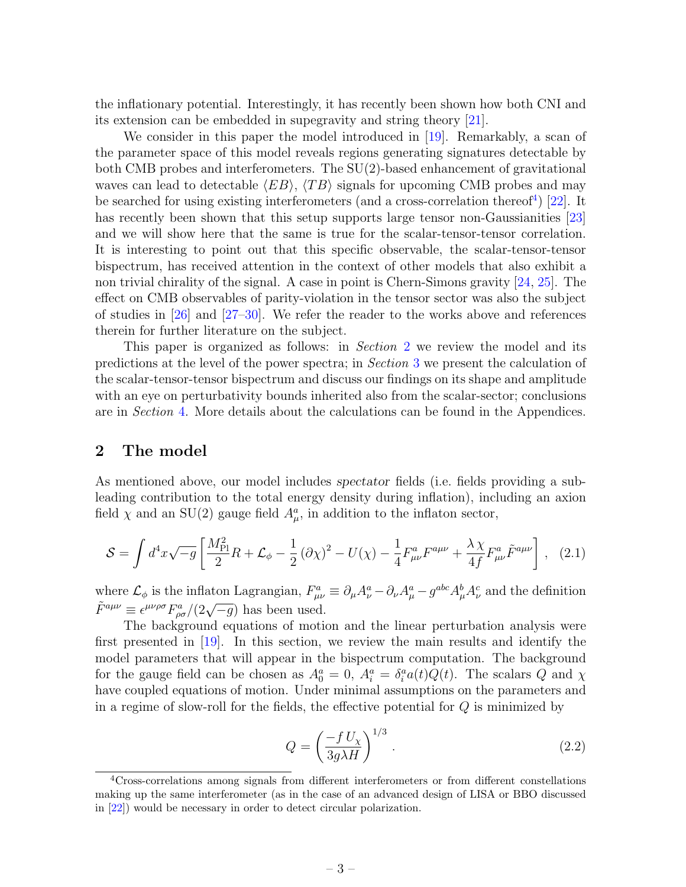the inflationary potential. Interestingly, it has recently been shown how both CNI and its extension can be embedded in supegravity and string theory [21].

We consider in this paper the model introduced in [19]. Remarkably, a scan of the parameter space of this model reveals regions generating signatures detectable by both CMB probes and interferometers. The SU(2)-based enhancement of gravitational waves can lead to detectable $\langle EB \rangle$, $\langle TB \rangle$ signals for upcoming CMB probes and may be searched for using existing interferometers (and a cross-correlation thereof[4]) [22]. It has recently been shown that this setup supports large tensor non-Gaussianities [23] and we will show here that the same is true for the scalar-tensor-tensor correlation. It is interesting to point out that this specific observable, the scalar-tensor-tensor bispectrum, has received attention in the context of other models that also exhibit a non trivial chirality of the signal. A case in point is Chern-Simons gravity [24, 25]. The effect on CMB observables of parity-violation in the tensor sector was also the subject of studies in [26] and [27–30]. We refer the reader to the works above and references therein for further literature on the subject.

This paper is organized as follows: in *Section* 2 we review the model and its predictions at the level of the power spectra; in *Section* 3 we present the calculation of the scalar-tensor-tensor bispectrum and discuss our findings on its shape and amplitude with an eye on perturbativity bounds inherited also from the scalar-sector; conclusions are in *Section* 4. More details about the calculations can be found in the Appendices.

## 2 The model

As mentioned above, our model includes *spectator* fields (i.e. fields providing a subleading contribution to the total energy density during inflation), including an axion field $\chi$ and an SU(2) gauge field $A^a_\mu$, in addition to the inflaton sector,

$$\mathcal{S} = \int d^4x\sqrt{-g}\left[\frac{M_{\rm Pl}^2}{2}R + \mathcal{L}_\phi - \frac{1}{2}\left(\partial\chi\right)^2 - U(\chi) - \frac{1}{4}F^a_{\mu\nu}F^{a\mu\nu} + \frac{\lambda\,\chi}{4f}F^a_{\mu\nu}\tilde{F}^{a\mu\nu}\right]\,, \quad (2.1)$$

where $\mathcal{L}_\phi$ is the inflaton Lagrangian, $F^a_{\mu\nu} \equiv \partial_\mu A^a_\nu - \partial_\nu A^a_\mu - g^{abc}A^b_\mu A^c_\nu$ and the definition $\tilde{F}^{a\mu\nu} \equiv \epsilon^{\mu\nu\rho\sigma}F^a_{\rho\sigma}/(2\sqrt{-g})$ has been used.

The background equations of motion and the linear perturbation analysis were first presented in [19]. In this section, we review the main results and identify the model parameters that will appear in the bispectrum computation. The background for the gauge field can be chosen as $A^a_0 = 0$, $A^a_i = \delta^a_i a(t)Q(t)$. The scalars $Q$ and $\chi$ have coupled equations of motion. Under minimal assumptions on the parameters and in a regime of slow-roll for the fields, the effective potential for $Q$ is minimized by

$$Q = \left(\frac{-f\,U_\chi}{3g\lambda H}\right)^{1/3}\,. \quad (2.2)$$

[4]Cross-correlations among signals from different interferometers or from different constellations making up the same interferometer (as in the case of an advanced design of LISA or BBO discussed in [22]) would be necessary in order to detect circular polarization.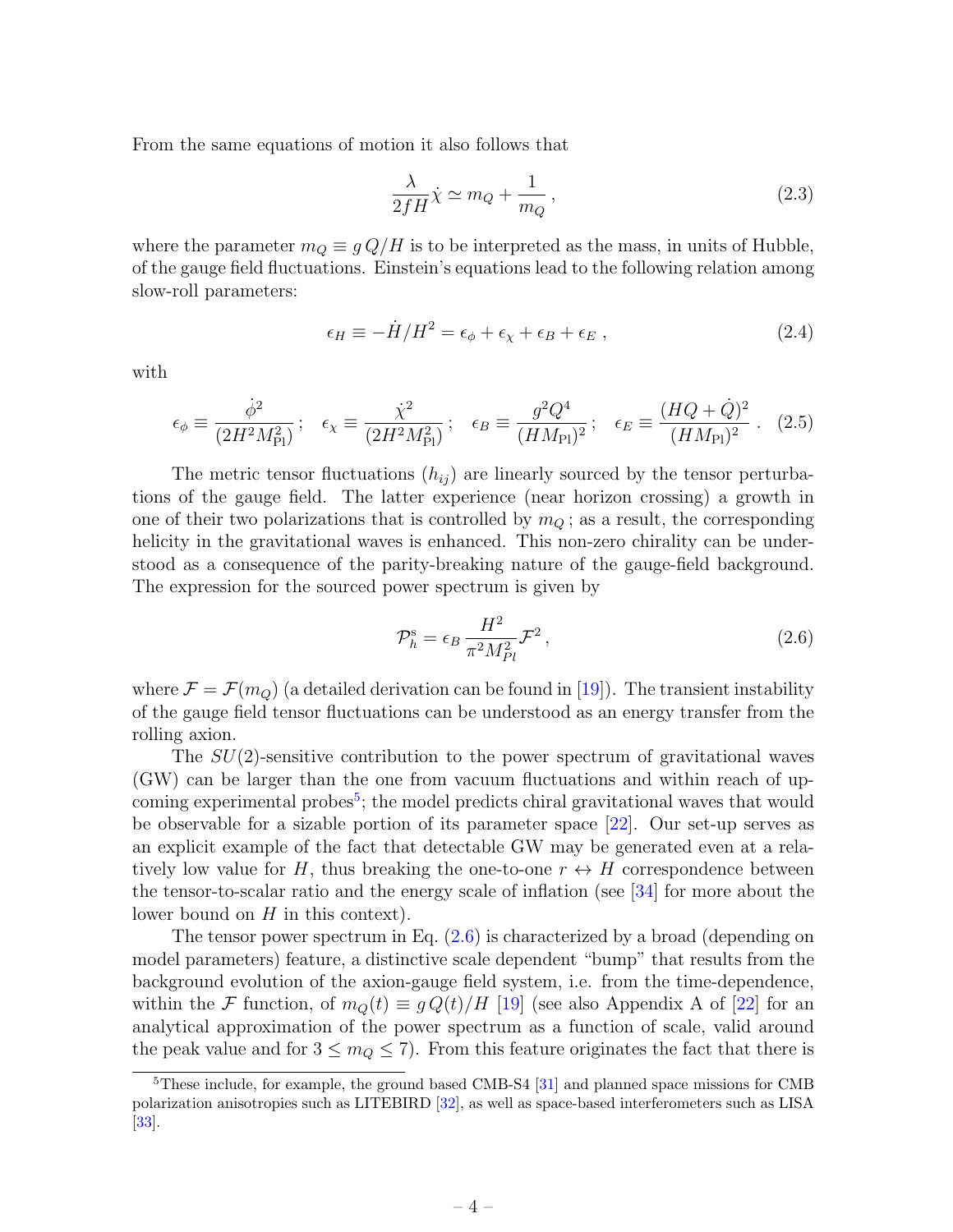From the same equations of motion it also follows that

$$\frac{\lambda}{2fH}\dot{\chi} \simeq m_Q + \frac{1}{m_Q}\,, \tag{2.3}$$

where the parameter $m_Q \equiv g\,Q/H$ is to be interpreted as the mass, in units of Hubble, of the gauge field fluctuations. Einstein's equations lead to the following relation among slow-roll parameters:

$$\epsilon_H \equiv -\dot{H}/H^2 = \epsilon_\phi + \epsilon_\chi + \epsilon_B + \epsilon_E\ , \tag{2.4}$$

with

$$\epsilon_\phi \equiv \frac{\dot{\phi}^2}{(2H^2M_{\rm Pl}^2)}\,;\quad \epsilon_\chi \equiv \frac{\dot{\chi}^2}{(2H^2M_{\rm Pl}^2)}\,;\quad \epsilon_B \equiv \frac{g^2Q^4}{(HM_{\rm Pl})^2}\,;\quad \epsilon_E \equiv \frac{(HQ+\dot{Q})^2}{(HM_{\rm Pl})^2}\ . \tag{2.5}$$

The metric tensor fluctuations ($h_{ij}$) are linearly sourced by the tensor perturbations of the gauge field. The latter experience (near horizon crossing) a growth in one of their two polarizations that is controlled by $m_Q$; as a result, the corresponding helicity in the gravitational waves is enhanced. This non-zero chirality can be understood as a consequence of the parity-breaking nature of the gauge-field background. The expression for the sourced power spectrum is given by

$$\mathcal{P}_h^{\rm s} = \epsilon_B\,\frac{H^2}{\pi^2 M_{Pl}^2}\mathcal{F}^2\,, \tag{2.6}$$

where $\mathcal{F} = \mathcal{F}(m_Q)$ (a detailed derivation can be found in [19]). The transient instability of the gauge field tensor fluctuations can be understood as an energy transfer from the rolling axion.

The $SU(2)$-sensitive contribution to the power spectrum of gravitational waves (GW) can be larger than the one from vacuum fluctuations and within reach of upcoming experimental probes[5]; the model predicts chiral gravitational waves that would be observable for a sizable portion of its parameter space [22]. Our set-up serves as an explicit example of the fact that detectable GW may be generated even at a relatively low value for $H$, thus breaking the one-to-one $r \leftrightarrow H$ correspondence between the tensor-to-scalar ratio and the energy scale of inflation (see [34] for more about the lower bound on $H$ in this context).

The tensor power spectrum in Eq. (2.6) is characterized by a broad (depending on model parameters) feature, a distinctive scale dependent "bump" that results from the background evolution of the axion-gauge field system, i.e. from the time-dependence, within the $\mathcal{F}$ function, of $m_Q(t) \equiv g\,Q(t)/H$ [19] (see also Appendix A of [22] for an analytical approximation of the power spectrum as a function of scale, valid around the peak value and for $3 \leq m_Q \leq 7$). From this feature originates the fact that there is

[5]These include, for example, the ground based CMB-S4 [31] and planned space missions for CMB polarization anisotropies such as LITEBIRD [32], as well as space-based interferometers such as LISA [33].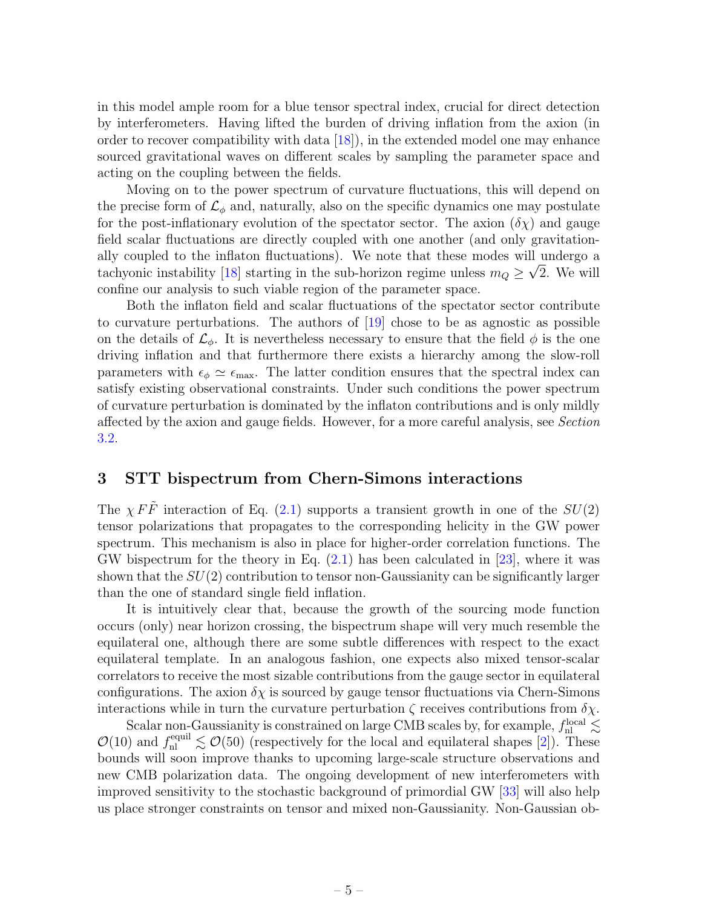in this model ample room for a blue tensor spectral index, crucial for direct detection by interferometers. Having lifted the burden of driving inflation from the axion (in order to recover compatibility with data [18]), in the extended model one may enhance sourced gravitational waves on different scales by sampling the parameter space and acting on the coupling between the fields.

Moving on to the power spectrum of curvature fluctuations, this will depend on the precise form of $\mathcal{L}_\phi$ and, naturally, also on the specific dynamics one may postulate for the post-inflationary evolution of the spectator sector. The axion ($\delta\chi$) and gauge field scalar fluctuations are directly coupled with one another (and only gravitationally coupled to the inflaton fluctuations). We note that these modes will undergo a tachyonic instability [18] starting in the sub-horizon regime unless $m_Q \geq \sqrt{2}$. We will confine our analysis to such viable region of the parameter space.

Both the inflaton field and scalar fluctuations of the spectator sector contribute to curvature perturbations. The authors of [19] chose to be as agnostic as possible on the details of $\mathcal{L}_\phi$. It is nevertheless necessary to ensure that the field $\phi$ is the one driving inflation and that furthermore there exists a hierarchy among the slow-roll parameters with $\epsilon_\phi \simeq \epsilon_{\rm max}$. The latter condition ensures that the spectral index can satisfy existing observational constraints. Under such conditions the power spectrum of curvature perturbation is dominated by the inflaton contributions and is only mildly affected by the axion and gauge fields. However, for a more careful analysis, see *Section 3.2*.

# 3 STT bispectrum from Chern-Simons interactions

The $\chi F\tilde{F}$ interaction of Eq. (2.1) supports a transient growth in one of the $SU(2)$ tensor polarizations that propagates to the corresponding helicity in the GW power spectrum. This mechanism is also in place for higher-order correlation functions. The GW bispectrum for the theory in Eq. (2.1) has been calculated in [23], where it was shown that the $SU(2)$ contribution to tensor non-Gaussianity can be significantly larger than the one of standard single field inflation.

It is intuitively clear that, because the growth of the sourcing mode function occurs (only) near horizon crossing, the bispectrum shape will very much resemble the equilateral one, although there are some subtle differences with respect to the exact equilateral template. In an analogous fashion, one expects also mixed tensor-scalar correlators to receive the most sizable contributions from the gauge sector in equilateral configurations. The axion $\delta\chi$ is sourced by gauge tensor fluctuations via Chern-Simons interactions while in turn the curvature perturbation $\zeta$ receives contributions from $\delta\chi$.

Scalar non-Gaussianity is constrained on large CMB scales by, for example, $f_{\rm nl}^{\rm local} \lesssim \mathcal{O}(10)$ and $f_{\rm nl}^{\rm equil} \lesssim \mathcal{O}(50)$ (respectively for the local and equilateral shapes [2]). These bounds will soon improve thanks to upcoming large-scale structure observations and new CMB polarization data. The ongoing development of new interferometers with improved sensitivity to the stochastic background of primordial GW [33] will also help us place stronger constraints on tensor and mixed non-Gaussianity. Non-Gaussian ob-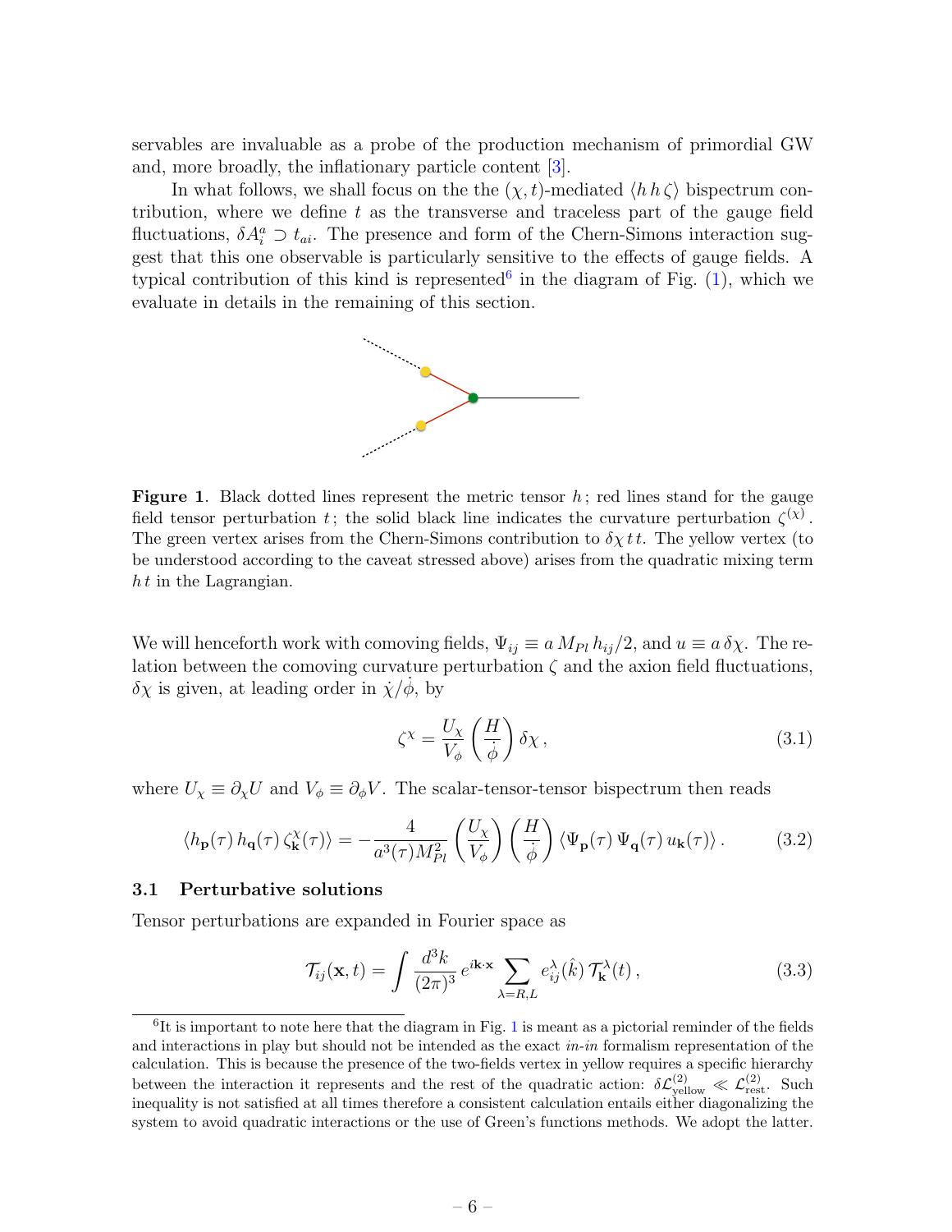servables are invaluable as a probe of the production mechanism of primordial GW and, more broadly, the inflationary particle content [3].

In what follows, we shall focus on the the $(\chi, t)$-mediated $\langle h\, h\, \zeta\rangle$ bispectrum contribution, where we define $t$ as the transverse and traceless part of the gauge field fluctuations, $\delta A_i^a \supset t_{ai}$. The presence and form of the Chern-Simons interaction suggest that this one observable is particularly sensitive to the effects of gauge fields. A typical contribution of this kind is represented[6] in the diagram of Fig. (1), which we evaluate in details in the remaining of this section.

**Figure 1**. Black dotted lines represent the metric tensor $h$; red lines stand for the gauge field tensor perturbation $t$; the solid black line indicates the curvature perturbation $\zeta^{(\chi)}$. The green vertex arises from the Chern-Simons contribution to $\delta\chi\, t\, t$. The yellow vertex (to be understood according to the caveat stressed above) arises from the quadratic mixing term $h\, t$ in the Lagrangian.

We will henceforth work with comoving fields, $\Psi_{ij} \equiv a\, M_{Pl}\, h_{ij}/2$, and $u \equiv a\, \delta\chi$. The relation between the comoving curvature perturbation $\zeta$ and the axion field fluctuations, $\delta\chi$ is given, at leading order in $\dot{\chi}/\dot{\phi}$, by

$$\zeta^{\chi} = \frac{U_\chi}{V_\phi}\left(\frac{H}{\dot{\phi}}\right)\delta\chi\,, \tag{3.1}$$

where $U_\chi \equiv \partial_\chi U$ and $V_\phi \equiv \partial_\phi V$. The scalar-tensor-tensor bispectrum then reads

$$\langle h_{\mathbf{p}}(\tau)\, h_{\mathbf{q}}(\tau)\, \zeta^{\chi}_{\mathbf{k}}(\tau)\rangle = -\frac{4}{a^3(\tau) M_{Pl}^2}\left(\frac{U_\chi}{V_\phi}\right)\left(\frac{H}{\dot{\phi}}\right)\langle \Psi_{\mathbf{p}}(\tau)\, \Psi_{\mathbf{q}}(\tau)\, u_{\mathbf{k}}(\tau)\rangle\,. \tag{3.2}$$

### 3.1 Perturbative solutions

Tensor perturbations are expanded in Fourier space as

$$\mathcal{T}_{ij}(\mathbf{x}, t) = \int \frac{d^3k}{(2\pi)^3}\, e^{i\mathbf{k}\cdot\mathbf{x}} \sum_{\lambda=R,L} e^{\lambda}_{ij}(\hat{k})\, \mathcal{T}^{\lambda}_{\mathbf{k}}(t)\,, \tag{3.3}$$

[6] It is important to note here that the diagram in Fig. 1 is meant as a pictorial reminder of the fields and interactions in play but should not be intended as the exact *in-in* formalism representation of the calculation. This is because the presence of the two-fields vertex in yellow requires a specific hierarchy between the interaction it represents and the rest of the quadratic action: $\delta\mathcal{L}^{(2)}_{\rm yellow} \ll \mathcal{L}^{(2)}_{\rm rest}$. Such inequality is not satisfied at all times therefore a consistent calculation entails either diagonalizing the system to avoid quadratic interactions or the use of Green's functions methods. We adopt the latter.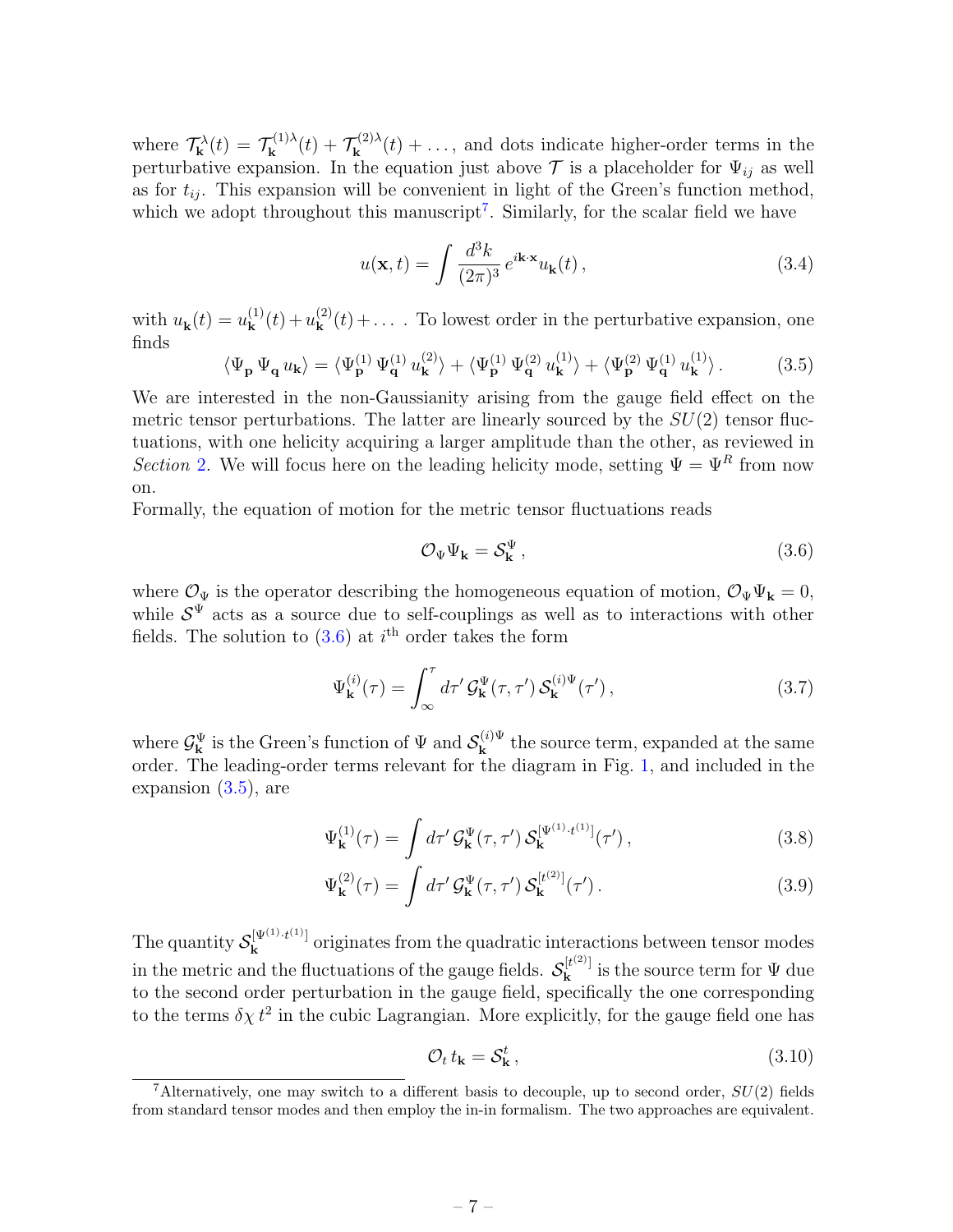where $\mathcal{T}^\lambda_{\mathbf{k}}(t) = \mathcal{T}^{(1)\lambda}_{\mathbf{k}}(t) + \mathcal{T}^{(2)\lambda}_{\mathbf{k}}(t) + \dots$, and dots indicate higher-order terms in the perturbative expansion. In the equation just above $\mathcal{T}$ is a placeholder for $\Psi_{ij}$ as well as for $t_{ij}$. This expansion will be convenient in light of the Green's function method, which we adopt throughout this manuscript[7]. Similarly, for the scalar field we have

$$u(\mathbf{x}, t) = \int \frac{d^3k}{(2\pi)^3}\, e^{i\mathbf{k}\cdot\mathbf{x}} u_{\mathbf{k}}(t)\,, \tag{3.4}$$

with $u_{\mathbf{k}}(t) = u^{(1)}_{\mathbf{k}}(t) + u^{(2)}_{\mathbf{k}}(t) + \dots$ . To lowest order in the perturbative expansion, one finds

$$\langle \Psi_{\mathbf{p}}\, \Psi_{\mathbf{q}}\, u_{\mathbf{k}} \rangle = \langle \Psi^{(1)}_{\mathbf{p}}\, \Psi^{(1)}_{\mathbf{q}}\, u^{(2)}_{\mathbf{k}} \rangle + \langle \Psi^{(1)}_{\mathbf{p}}\, \Psi^{(2)}_{\mathbf{q}}\, u^{(1)}_{\mathbf{k}} \rangle + \langle \Psi^{(2)}_{\mathbf{p}}\, \Psi^{(1)}_{\mathbf{q}}\, u^{(1)}_{\mathbf{k}} \rangle\,. \tag{3.5}$$

We are interested in the non-Gaussianity arising from the gauge field effect on the metric tensor perturbations. The latter are linearly sourced by the $SU(2)$ tensor fluctuations, with one helicity acquiring a larger amplitude than the other, as reviewed in *Section* 2. We will focus here on the leading helicity mode, setting $\Psi = \Psi^R$ from now on.

Formally, the equation of motion for the metric tensor fluctuations reads

$$\mathcal{O}_\Psi \Psi_{\mathbf{k}} = \mathcal{S}^\Psi_{\mathbf{k}}\,, \tag{3.6}$$

where $\mathcal{O}_\Psi$ is the operator describing the homogeneous equation of motion, $\mathcal{O}_\Psi \Psi_{\mathbf{k}} = 0$, while $\mathcal{S}^\Psi$ acts as a source due to self-couplings as well as to interactions with other fields. The solution to (3.6) at $i^{\text{th}}$ order takes the form

$$\Psi^{(i)}_{\mathbf{k}}(\tau) = \int_\infty^\tau d\tau'\, \mathcal{G}^\Psi_{\mathbf{k}}(\tau, \tau')\, \mathcal{S}^{(i)\Psi}_{\mathbf{k}}(\tau')\,, \tag{3.7}$$

where $\mathcal{G}^\Psi_{\mathbf{k}}$ is the Green's function of $\Psi$ and $\mathcal{S}^{(i)\Psi}_{\mathbf{k}}$ the source term, expanded at the same order. The leading-order terms relevant for the diagram in Fig. 1, and included in the expansion (3.5), are

$$\Psi^{(1)}_{\mathbf{k}}(\tau) = \int d\tau'\, \mathcal{G}^\Psi_{\mathbf{k}}(\tau, \tau')\, \mathcal{S}^{[\Psi^{(1)} \cdot t^{(1)}]}_{\mathbf{k}}(\tau')\,, \tag{3.8}$$

$$\Psi^{(2)}_{\mathbf{k}}(\tau) = \int d\tau'\, \mathcal{G}^\Psi_{\mathbf{k}}(\tau, \tau')\, \mathcal{S}^{[t^{(2)}]}_{\mathbf{k}}(\tau')\,. \tag{3.9}$$

The quantity $\mathcal{S}^{[\Psi^{(1)} \cdot t^{(1)}]}_{\mathbf{k}}$ originates from the quadratic interactions between tensor modes in the metric and the fluctuations of the gauge fields. $\mathcal{S}^{[t^{(2)}]}_{\mathbf{k}}$ is the source term for $\Psi$ due to the second order perturbation in the gauge field, specifically the one corresponding to the terms $\delta\chi\, t^2$ in the cubic Lagrangian. More explicitly, for the gauge field one has

$$\mathcal{O}_t\, t_{\mathbf{k}} = \mathcal{S}^t_{\mathbf{k}}\,, \tag{3.10}$$

[7] Alternatively, one may switch to a different basis to decouple, up to second order, $SU(2)$ fields from standard tensor modes and then employ the in-in formalism. The two approaches are equivalent.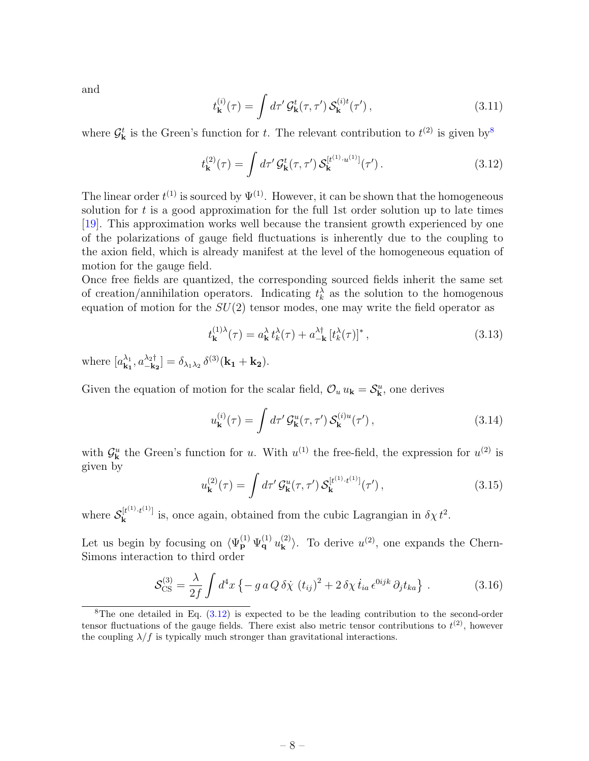and

$$t_{\mathbf{k}}^{(i)}(\tau) = \int d\tau' \, \mathcal{G}_{\mathbf{k}}^{t}(\tau, \tau') \, \mathcal{S}_{\mathbf{k}}^{(i)t}(\tau') \,, \tag{3.11}$$

where $\mathcal{G}_{\mathbf{k}}^{t}$ is the Green's function for $t$. The relevant contribution to $t^{(2)}$ is given by[8]

$$t_{\mathbf{k}}^{(2)}(\tau) = \int d\tau' \, \mathcal{G}_{\mathbf{k}}^{t}(\tau, \tau') \, \mathcal{S}_{\mathbf{k}}^{[t^{(1)} \cdot u^{(1)}]}(\tau') \,. \tag{3.12}$$

The linear order $t^{(1)}$ is sourced by $\Psi^{(1)}$. However, it can be shown that the homogeneous solution for $t$ is a good approximation for the full 1st order solution up to late times [19]. This approximation works well because the transient growth experienced by one of the polarizations of gauge field fluctuations is inherently due to the coupling to the axion field, which is already manifest at the level of the homogeneous equation of motion for the gauge field.

Once free fields are quantized, the corresponding sourced fields inherit the same set of creation/annihilation operators. Indicating $t_k^{\lambda}$ as the solution to the homogenous equation of motion for the $SU(2)$ tensor modes, one may write the field operator as

$$t_{\mathbf{k}}^{(1)\lambda}(\tau) = a_{\mathbf{k}}^{\lambda} \, t_k^{\lambda}(\tau) + a_{-\mathbf{k}}^{\lambda\dagger} \, [t_k^{\lambda}(\tau)]^* \,, \tag{3.13}$$

where $[a_{\mathbf{k_1}}^{\lambda_1}, a_{-\mathbf{k_2}}^{\lambda_2 \dagger}] = \delta_{\lambda_1 \lambda_2} \, \delta^{(3)}(\mathbf{k_1} + \mathbf{k_2})$.

Given the equation of motion for the scalar field, $\mathcal{O}_u \, u_{\mathbf{k}} = \mathcal{S}_{\mathbf{k}}^{u}$, one derives

$$u_{\mathbf{k}}^{(i)}(\tau) = \int d\tau' \, \mathcal{G}_{\mathbf{k}}^{u}(\tau, \tau') \, \mathcal{S}_{\mathbf{k}}^{(i)u}(\tau') \,, \tag{3.14}$$

with $\mathcal{G}_{\mathbf{k}}^{u}$ the Green's function for $u$. With $u^{(1)}$ the free-field, the expression for $u^{(2)}$ is given by

$$u_{\mathbf{k}}^{(2)}(\tau) = \int d\tau' \, \mathcal{G}_{\mathbf{k}}^{u}(\tau, \tau') \, \mathcal{S}_{\mathbf{k}}^{[t^{(1)} \cdot t^{(1)}]}(\tau') \,, \tag{3.15}$$

where $\mathcal{S}_{\mathbf{k}}^{[t^{(1)} \cdot t^{(1)}]}$ is, once again, obtained from the cubic Lagrangian in $\delta\chi \, t^2$.

Let us begin by focusing on $\langle \Psi_{\mathbf{p}}^{(1)} \, \Psi_{\mathbf{q}}^{(1)} \, u_{\mathbf{k}}^{(2)} \rangle$. To derive $u^{(2)}$, one expands the Chern-Simons interaction to third order

$$\mathcal{S}_{\text{CS}}^{(3)} = \frac{\lambda}{2f} \int d^4x \left\{ - g \, a \, Q \, \delta\dot{\chi} \, \left(t_{ij}\right)^2 + 2 \, \delta\chi \, \dot{t}_{ia} \, \epsilon^{0ijk} \, \partial_j t_{ka} \right\} \,. \tag{3.16}$$

---

[8] The one detailed in Eq. (3.12) is expected to be the leading contribution to the second-order tensor fluctuations of the gauge fields. There exist also metric tensor contributions to $t^{(2)}$, however the coupling $\lambda/f$ is typically much stronger than gravitational interactions.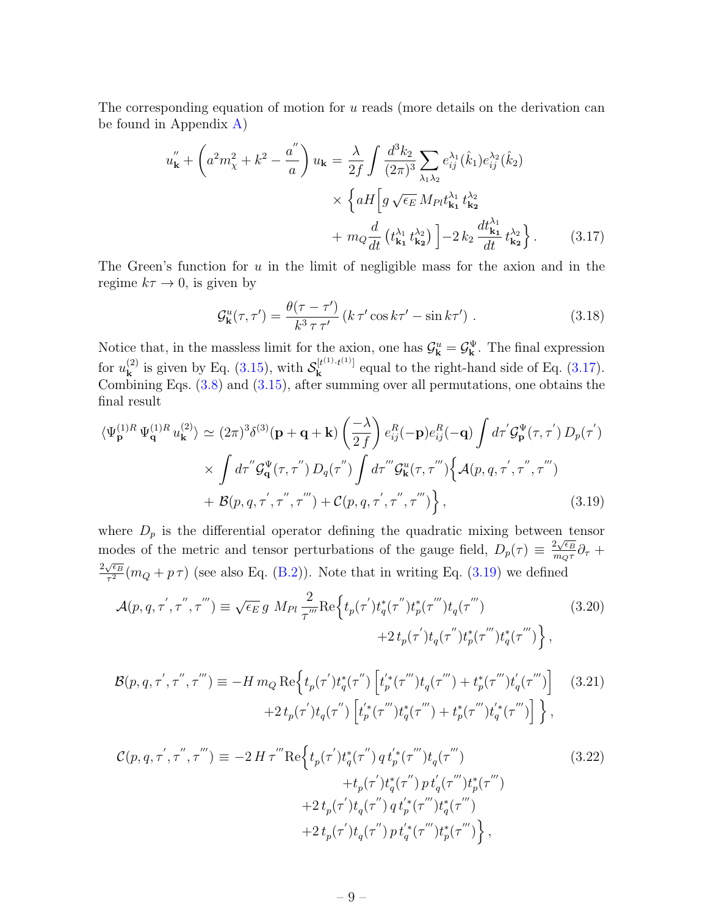The corresponding equation of motion for $u$ reads (more details on the derivation can be found in Appendix A)

$$
\begin{aligned}
u_{\mathbf{k}}^{''} + \left(a^2 m_\chi^2 + k^2 - \frac{a^{''}}{a}\right) u_{\mathbf{k}} = \frac{\lambda}{2f} \int \frac{d^3 k_2}{(2\pi)^3} \sum_{\lambda_1 \lambda_2} e_{ij}^{\lambda_1}(\hat{k}_1) e_{ij}^{\lambda_2}(\hat{k}_2) \\
\times \Big\{ aH \Big[ g\sqrt{\epsilon_E}\, M_{Pl} t_{\mathbf{k_1}}^{\lambda_1} t_{\mathbf{k_2}}^{\lambda_2} \\
+ m_Q \frac{d}{dt}\left(t_{\mathbf{k_1}}^{\lambda_1} t_{\mathbf{k_2}}^{\lambda_2}\right) \Big] - 2\, k_2 \frac{d t_{\mathbf{k_1}}^{\lambda_1}}{dt} t_{\mathbf{k_2}}^{\lambda_2} \Big\} .
\end{aligned} \tag{3.17}
$$

The Green's function for $u$ in the limit of negligible mass for the axion and in the regime $k\tau \to 0$, is given by

$$
\mathcal{G}_{\mathbf{k}}^{u}(\tau, \tau') = \frac{\theta(\tau - \tau')}{k^3\, \tau\, \tau'} \left(k\, \tau' \cos k\tau' - \sin k\tau'\right) . \tag{3.18}
$$

Notice that, in the massless limit for the axion, one has $\mathcal{G}_{\mathbf{k}}^{u} = \mathcal{G}_{\mathbf{k}}^{\Psi}$. The final expression for $u_{\mathbf{k}}^{(2)}$ is given by Eq. (3.15), with $\mathcal{S}_{\mathbf{k}}^{[t^{(1)} \cdot t^{(1)}]}$ equal to the right-hand side of Eq. (3.17). Combining Eqs. (3.8) and (3.15), after summing over all permutations, one obtains the final result

$$
\begin{aligned}
\langle \Psi_{\mathbf{p}}^{(1)R}\, \Psi_{\mathbf{q}}^{(1)R}\, u_{\mathbf{k}}^{(2)} \rangle \simeq (2\pi)^3 \delta^{(3)}(\mathbf{p} + \mathbf{q} + \mathbf{k}) \left(\frac{-\lambda}{2\, f}\right) e_{ij}^{R}(-\mathbf{p}) e_{ij}^{R}(-\mathbf{q}) \int d\tau' \mathcal{G}_{\mathbf{p}}^{\Psi}(\tau, \tau')\, D_p(\tau') \\
\times \int d\tau'' \mathcal{G}_{\mathbf{q}}^{\Psi}(\tau, \tau'')\, D_q(\tau'') \int d\tau''' \mathcal{G}_{\mathbf{k}}^{u}(\tau, \tau''') \Big\{ \mathcal{A}(p, q, \tau', \tau'', \tau''') \\
+ \mathcal{B}(p, q, \tau', \tau'', \tau''') + \mathcal{C}(p, q, \tau', \tau'', \tau''') \Big\} ,
\end{aligned} \tag{3.19}
$$

where $D_p$ is the differential operator defining the quadratic mixing between tensor modes of the metric and tensor perturbations of the gauge field, $D_p(\tau) \equiv \frac{2\sqrt{\epsilon_B}}{m_Q \tau}\partial_\tau + \frac{2\sqrt{\epsilon_B}}{\tau^2}(m_Q + p\,\tau)$ (see also Eq. (B.2)). Note that in writing Eq. (3.19) we defined

$$
\begin{aligned}
\mathcal{A}(p, q, \tau', \tau'', \tau''') \equiv \sqrt{\epsilon_E}\, g\; M_{Pl} \frac{2}{\tau'''} \mathrm{Re}\Big\{ t_p(\tau') t_q^*(\tau'') t_p^*(\tau''') t_q(\tau''') \\
+ 2\, t_p(\tau') t_q(\tau'') t_p^*(\tau''') t_q^*(\tau''') \Big\} ,
\end{aligned} \tag{3.20}
$$

$$
\begin{aligned}
\mathcal{B}(p, q, \tau', \tau'', \tau''') \equiv -H\, m_Q\, \mathrm{Re}\Big\{ t_p(\tau') t_q^*(\tau'') \left[ t_p^{'*}(\tau''') t_q(\tau''') + t_p^*(\tau''') t_q^{'}(\tau''') \right] \\
+ 2\, t_p(\tau') t_q(\tau'') \left[ t_p^{'*}(\tau''') t_q^*(\tau''') + t_p^*(\tau''') t_q^{'*}(\tau''') \right] \Big\} ,
\end{aligned} \tag{3.21}
$$

$$
\begin{aligned}
\mathcal{C}(p, q, \tau', \tau'', \tau''') \equiv -2\, H\, \tau''' \mathrm{Re}\Big\{ t_p(\tau') t_q^*(\tau'')\, q\, t_p^{'*}(\tau''') t_q(\tau''') \\
+ t_p(\tau') t_q^*(\tau'')\, p\, t_q^{'}(\tau''') t_p^*(\tau''') \\
+ 2\, t_p(\tau') t_q(\tau'')\, q\, t_p^{'*}(\tau''') t_q^*(\tau''') \\
+ 2\, t_p(\tau') t_q(\tau'')\, p\, t_q^{'*}(\tau''') t_p^*(\tau''') \Big\} ,
\end{aligned} \tag{3.22}
$$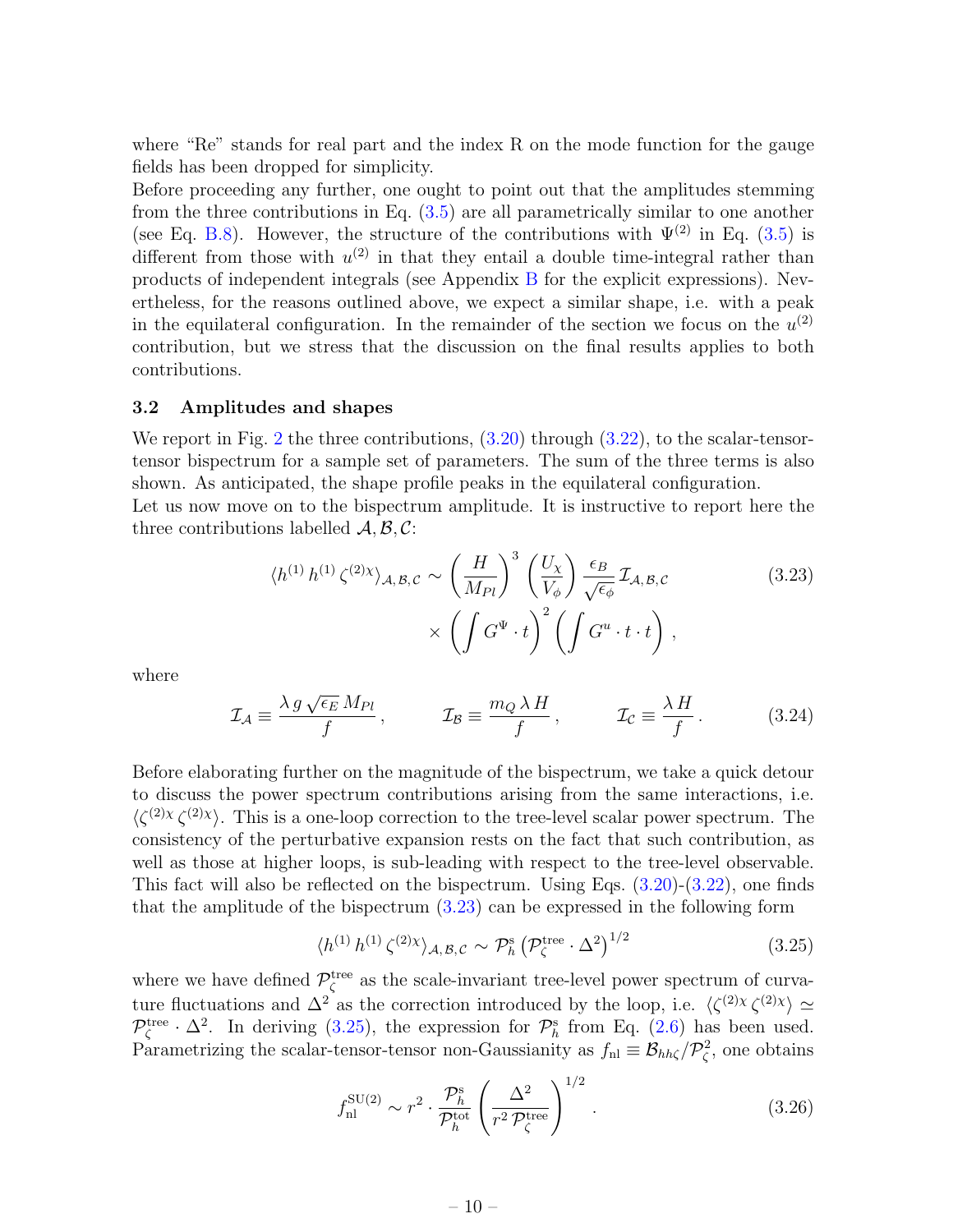where "Re" stands for real part and the index R on the mode function for the gauge fields has been dropped for simplicity.

Before proceeding any further, one ought to point out that the amplitudes stemming from the three contributions in Eq. (3.5) are all parametrically similar to one another (see Eq. B.8). However, the structure of the contributions with $\Psi^{(2)}$ in Eq. (3.5) is different from those with $u^{(2)}$ in that they entail a double time-integral rather than products of independent integrals (see Appendix B for the explicit expressions). Nevertheless, for the reasons outlined above, we expect a similar shape, i.e. with a peak in the equilateral configuration. In the remainder of the section we focus on the $u^{(2)}$ contribution, but we stress that the discussion on the final results applies to both contributions.

### 3.2 Amplitudes and shapes

We report in Fig. 2 the three contributions, (3.20) through (3.22), to the scalar-tensor-tensor bispectrum for a sample set of parameters. The sum of the three terms is also shown. As anticipated, the shape profile peaks in the equilateral configuration.

Let us now move on to the bispectrum amplitude. It is instructive to report here the three contributions labelled $\mathcal{A}, \mathcal{B}, \mathcal{C}$:

$$
\begin{aligned}
\langle h^{(1)}\, h^{(1)}\, \zeta^{(2)\chi} \rangle_{\mathcal{A},\mathcal{B},\mathcal{C}} \sim \left(\frac{H}{M_{Pl}}\right)^3 \left(\frac{U_\chi}{V_\phi}\right) \frac{\epsilon_B}{\sqrt{\epsilon_\phi}}\, \mathcal{I}_{\mathcal{A},\mathcal{B},\mathcal{C}} \\
\times \left(\int G^{\Psi}\cdot t\right)^2 \left(\int G^{u}\cdot t \cdot t\right),
\end{aligned}
\tag{3.23}
$$

where

$$
\mathcal{I}_{\mathcal{A}} \equiv \frac{\lambda\, g\, \sqrt{\epsilon_E}\, M_{Pl}}{f}\,, \qquad \mathcal{I}_{\mathcal{B}} \equiv \frac{m_Q\, \lambda\, H}{f}\,, \qquad \mathcal{I}_{\mathcal{C}} \equiv \frac{\lambda\, H}{f}\,. \tag{3.24}
$$

Before elaborating further on the magnitude of the bispectrum, we take a quick detour to discuss the power spectrum contributions arising from the same interactions, i.e. $\langle \zeta^{(2)\chi}\, \zeta^{(2)\chi} \rangle$. This is a one-loop correction to the tree-level scalar power spectrum. The consistency of the perturbative expansion rests on the fact that such contribution, as well as those at higher loops, is sub-leading with respect to the tree-level observable. This fact will also be reflected on the bispectrum. Using Eqs. (3.20)-(3.22), one finds that the amplitude of the bispectrum (3.23) can be expressed in the following form

$$
\langle h^{(1)}\, h^{(1)}\, \zeta^{(2)\chi} \rangle_{\mathcal{A},\mathcal{B},\mathcal{C}} \sim \mathcal{P}_h^{\rm s} \left(\mathcal{P}_\zeta^{\rm tree}\cdot \Delta^2\right)^{1/2} \tag{3.25}
$$

where we have defined $\mathcal{P}_\zeta^{\rm tree}$ as the scale-invariant tree-level power spectrum of curvature fluctuations and $\Delta^2$ as the correction introduced by the loop, i.e. $\langle \zeta^{(2)\chi}\, \zeta^{(2)\chi} \rangle \simeq \mathcal{P}_\zeta^{\rm tree}\cdot \Delta^2$. In deriving (3.25), the expression for $\mathcal{P}_h^{\rm s}$ from Eq. (2.6) has been used. Parametrizing the scalar-tensor-tensor non-Gaussianity as $f_{\rm nl} \equiv \mathcal{B}_{hh\zeta}/\mathcal{P}_\zeta^2$, one obtains

$$
f_{\rm nl}^{\rm SU(2)} \sim r^2 \cdot \frac{\mathcal{P}_h^{\rm s}}{\mathcal{P}_h^{\rm tot}} \left(\frac{\Delta^2}{r^2\, \mathcal{P}_\zeta^{\rm tree}}\right)^{1/2}. \tag{3.26}
$$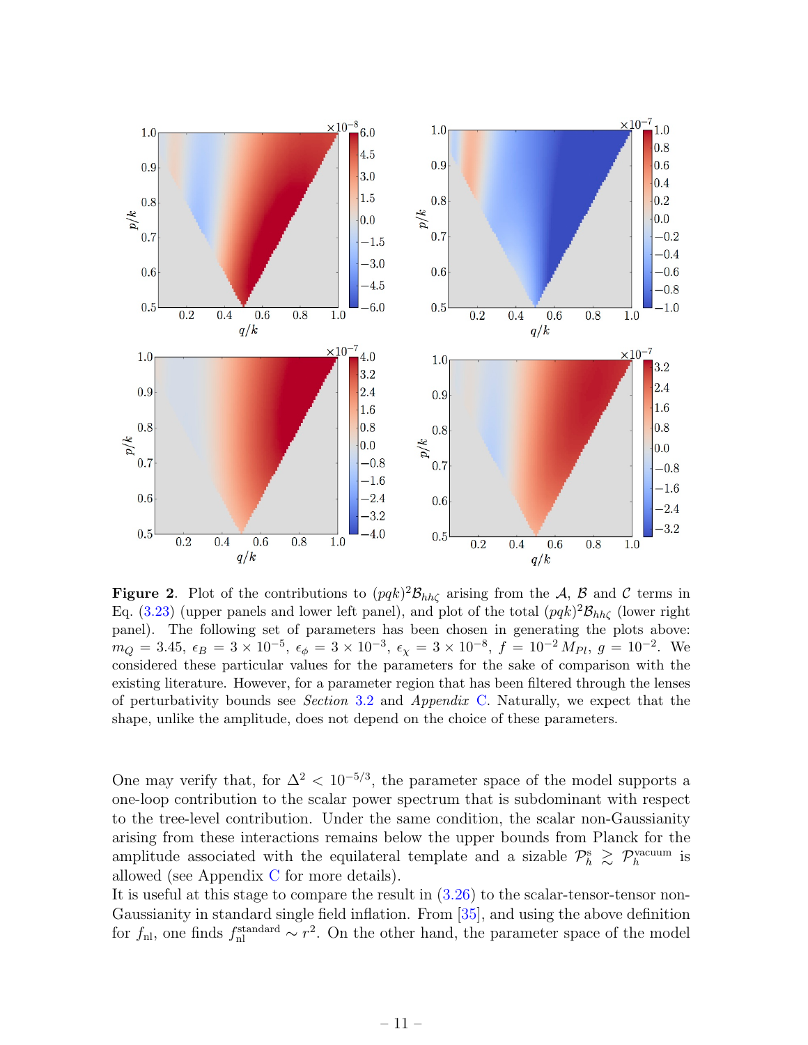**Figure 2**. Plot of the contributions to $(pqk)^2\mathcal{B}_{hh\zeta}$ arising from the $\mathcal{A}$, $\mathcal{B}$ and $\mathcal{C}$ terms in Eq. (3.23) (upper panels and lower left panel), and plot of the total $(pqk)^2\mathcal{B}_{hh\zeta}$ (lower right panel). The following set of parameters has been chosen in generating the plots above: $m_Q = 3.45$, $\epsilon_B = 3\times10^{-5}$, $\epsilon_\phi = 3\times10^{-3}$, $\epsilon_\chi = 3\times10^{-8}$, $f = 10^{-2}\,M_{Pl}$, $g = 10^{-2}$. We considered these particular values for the parameters for the sake of comparison with the existing literature. However, for a parameter region that has been filtered through the lenses of perturbativity bounds see *Section* 3.2 and *Appendix* C. Naturally, we expect that the shape, unlike the amplitude, does not depend on the choice of these parameters.

One may verify that, for $\Delta^2 < 10^{-5/3}$, the parameter space of the model supports a one-loop contribution to the scalar power spectrum that is subdominant with respect to the tree-level contribution. Under the same condition, the scalar non-Gaussianity arising from these interactions remains below the upper bounds from Planck for the amplitude associated with the equilateral template and a sizable $\mathcal{P}_h^{\rm s} \gtrsim \mathcal{P}_h^{\rm vacuum}$ is allowed (see Appendix C for more details).
It is useful at this stage to compare the result in (3.26) to the scalar-tensor-tensor non-Gaussianity in standard single field inflation. From [35], and using the above definition for $f_{\rm nl}$, one finds $f_{\rm nl}^{\rm standard} \sim r^2$. On the other hand, the parameter space of the model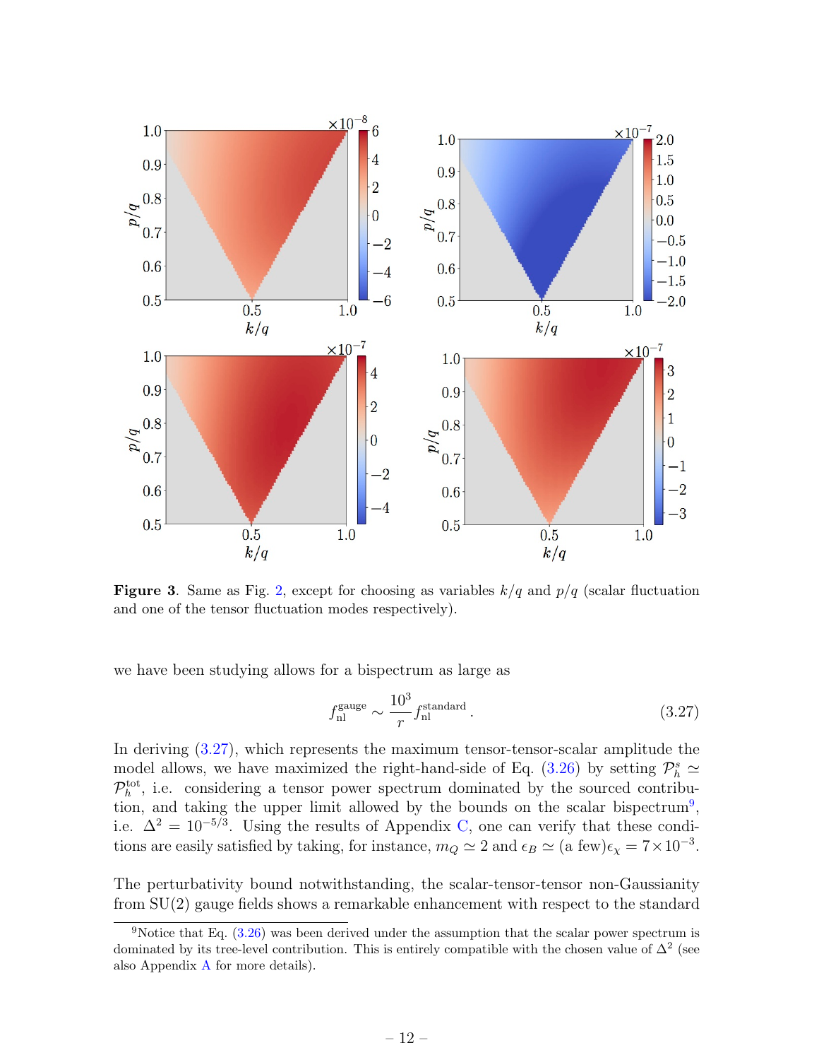**Figure 3**. Same as Fig. 2, except for choosing as variables $k/q$ and $p/q$ (scalar fluctuation and one of the tensor fluctuation modes respectively).

we have been studying allows for a bispectrum as large as

$$f_{\rm nl}^{\rm gauge} \sim \frac{10^3}{r} f_{\rm nl}^{\rm standard} \,. \tag{3.27}$$

In deriving (3.27), which represents the maximum tensor-tensor-scalar amplitude the model allows, we have maximized the right-hand-side of Eq. (3.26) by setting $\mathcal{P}_h^s \simeq \mathcal{P}_h^{\rm tot}$, i.e. considering a tensor power spectrum dominated by the sourced contribution, and taking the upper limit allowed by the bounds on the scalar bispectrum[9], i.e. $\Delta^2 = 10^{-5/3}$. Using the results of Appendix C, one can verify that these conditions are easily satisfied by taking, for instance, $m_Q \simeq 2$ and $\epsilon_B \simeq (\text{a few})\epsilon_\chi = 7\times10^{-3}$.

The perturbativity bound notwithstanding, the scalar-tensor-tensor non-Gaussianity from SU(2) gauge fields shows a remarkable enhancement with respect to the standard

[9] Notice that Eq. (3.26) was been derived under the assumption that the scalar power spectrum is dominated by its tree-level contribution. This is entirely compatible with the chosen value of $\Delta^2$ (see also Appendix A for more details).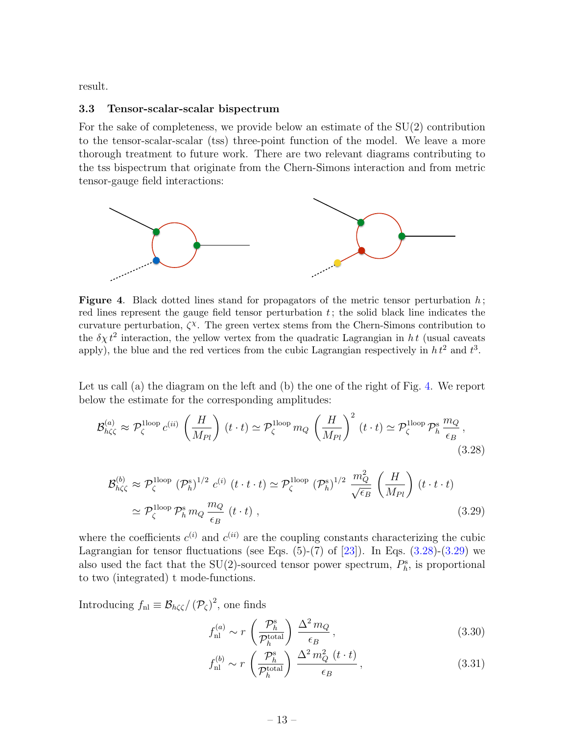result.

### 3.3 Tensor-scalar-scalar bispectrum

For the sake of completeness, we provide below an estimate of the SU(2) contribution to the tensor-scalar-scalar (tss) three-point function of the model. We leave a more thorough treatment to future work. There are two relevant diagrams contributing to the tss bispectrum that originate from the Chern-Simons interaction and from metric tensor-gauge field interactions:

**Figure 4**. Black dotted lines stand for propagators of the metric tensor perturbation $h$; red lines represent the gauge field tensor perturbation $t$; the solid black line indicates the curvature perturbation, $\zeta^{\chi}$. The green vertex stems from the Chern-Simons contribution to the $\delta\chi\, t^2$ interaction, the yellow vertex from the quadratic Lagrangian in $h\,t$ (usual caveats apply), the blue and the red vertices from the cubic Lagrangian respectively in $h\,t^2$ and $t^3$.

Let us call (a) the diagram on the left and (b) the one of the right of Fig. 4. We report below the estimate for the corresponding amplitudes:

$$
\mathcal{B}^{(a)}_{h\zeta\zeta} \approx \mathcal{P}^{\rm 1loop}_{\zeta}\, c^{(ii)} \left(\frac{H}{M_{Pl}}\right) (t\cdot t) \simeq \mathcal{P}^{\rm 1loop}_{\zeta}\, m_Q \left(\frac{H}{M_{Pl}}\right)^2 (t\cdot t) \simeq \mathcal{P}^{\rm 1loop}_{\zeta}\, \mathcal{P}^{\rm s}_{h}\, \frac{m_Q}{\epsilon_B}\,, \tag{3.28}
$$

$$
\begin{aligned}
\mathcal{B}^{(b)}_{h\zeta\zeta} &\approx \mathcal{P}^{\rm 1loop}_{\zeta}\, \left(\mathcal{P}^{\rm s}_{h}\right)^{1/2}\, c^{(i)}\, (t\cdot t\cdot t) \simeq \mathcal{P}^{\rm 1loop}_{\zeta}\, \left(\mathcal{P}^{\rm s}_{h}\right)^{1/2}\, \frac{m_Q^2}{\sqrt{\epsilon_B}} \left(\frac{H}{M_{Pl}}\right) (t\cdot t\cdot t) \\
&\simeq \mathcal{P}^{\rm 1loop}_{\zeta}\, \mathcal{P}^{\rm s}_{h}\, m_Q\, \frac{m_Q}{\epsilon_B}\, (t\cdot t)\,,
\end{aligned} \tag{3.29}
$$

where the coefficients $c^{(i)}$ and $c^{(ii)}$ are the coupling constants characterizing the cubic Lagrangian for tensor fluctuations (see Eqs. (5)-(7) of [23]). In Eqs. (3.28)-(3.29) we also used the fact that the SU(2)-sourced tensor power spectrum, $P^{\rm s}_{h}$, is proportional to two (integrated) t mode-functions.

Introducing $f_{\rm nl} \equiv \mathcal{B}_{h\zeta\zeta}/\left(\mathcal{P}_{\zeta}\right)^2$, one finds

$$
f^{(a)}_{\rm nl} \sim r \left(\frac{\mathcal{P}^{\rm s}_{h}}{\mathcal{P}^{\rm total}_{h}}\right) \frac{\Delta^2\, m_Q}{\epsilon_B}\,, \tag{3.30}
$$

$$
f^{(b)}_{\rm nl} \sim r \left(\frac{\mathcal{P}^{\rm s}_{h}}{\mathcal{P}^{\rm total}_{h}}\right) \frac{\Delta^2\, m_Q^2\, (t\cdot t)}{\epsilon_B}\,, \tag{3.31}
$$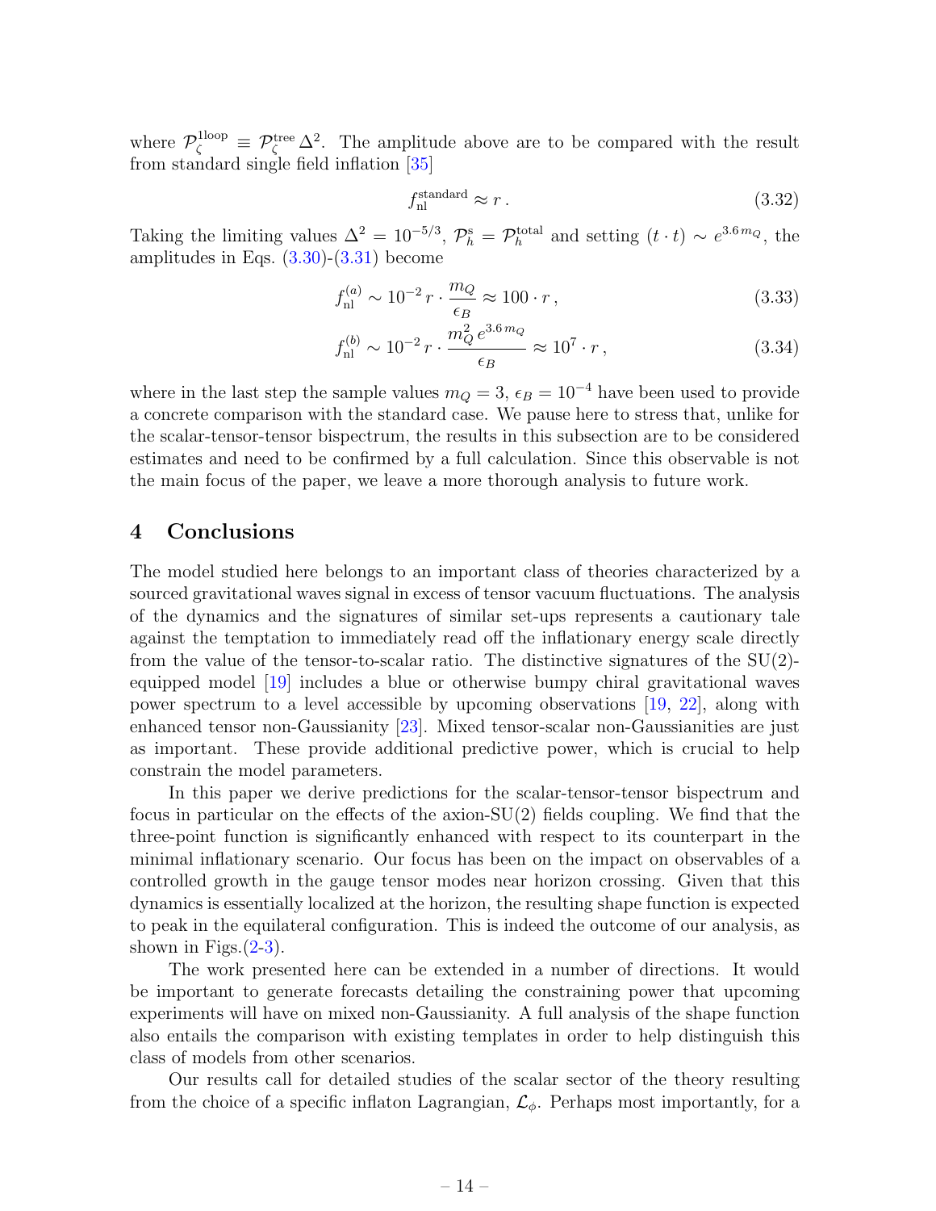where $\mathcal{P}_\zeta^{\rm 1loop} \equiv \mathcal{P}_\zeta^{\rm tree}\,\Delta^2$. The amplitude above are to be compared with the result from standard single field inflation [35]

$$f_{\rm nl}^{\rm standard} \approx r\,. \tag{3.32}$$

Taking the limiting values $\Delta^2 = 10^{-5/3}$, $\mathcal{P}_h^{\rm s} = \mathcal{P}_h^{\rm total}$ and setting $(t \cdot t) \sim e^{3.6\, m_Q}$, the amplitudes in Eqs. (3.30)-(3.31) become

$$f_{\rm nl}^{(a)} \sim 10^{-2}\, r \cdot \frac{m_Q}{\epsilon_B} \approx 100 \cdot r\,, \tag{3.33}$$

$$f_{\rm nl}^{(b)} \sim 10^{-2}\, r \cdot \frac{m_Q^2\, e^{3.6\, m_Q}}{\epsilon_B} \approx 10^{7} \cdot r\,, \tag{3.34}$$

where in the last step the sample values $m_Q = 3$, $\epsilon_B = 10^{-4}$ have been used to provide a concrete comparison with the standard case. We pause here to stress that, unlike for the scalar-tensor-tensor bispectrum, the results in this subsection are to be considered estimates and need to be confirmed by a full calculation. Since this observable is not the main focus of the paper, we leave a more thorough analysis to future work.

# 4 Conclusions

The model studied here belongs to an important class of theories characterized by a sourced gravitational waves signal in excess of tensor vacuum fluctuations. The analysis of the dynamics and the signatures of similar set-ups represents a cautionary tale against the temptation to immediately read off the inflationary energy scale directly from the value of the tensor-to-scalar ratio. The distinctive signatures of the SU(2)-equipped model [19] includes a blue or otherwise bumpy chiral gravitational waves power spectrum to a level accessible by upcoming observations [19, 22], along with enhanced tensor non-Gaussianity [23]. Mixed tensor-scalar non-Gaussianities are just as important. These provide additional predictive power, which is crucial to help constrain the model parameters.

In this paper we derive predictions for the scalar-tensor-tensor bispectrum and focus in particular on the effects of the axion-SU(2) fields coupling. We find that the three-point function is significantly enhanced with respect to its counterpart in the minimal inflationary scenario. Our focus has been on the impact on observables of a controlled growth in the gauge tensor modes near horizon crossing. Given that this dynamics is essentially localized at the horizon, the resulting shape function is expected to peak in the equilateral configuration. This is indeed the outcome of our analysis, as shown in Figs.(2-3).

The work presented here can be extended in a number of directions. It would be important to generate forecasts detailing the constraining power that upcoming experiments will have on mixed non-Gaussianity. A full analysis of the shape function also entails the comparison with existing templates in order to help distinguish this class of models from other scenarios.

Our results call for detailed studies of the scalar sector of the theory resulting from the choice of a specific inflaton Lagrangian, $\mathcal{L}_\phi$. Perhaps most importantly, for a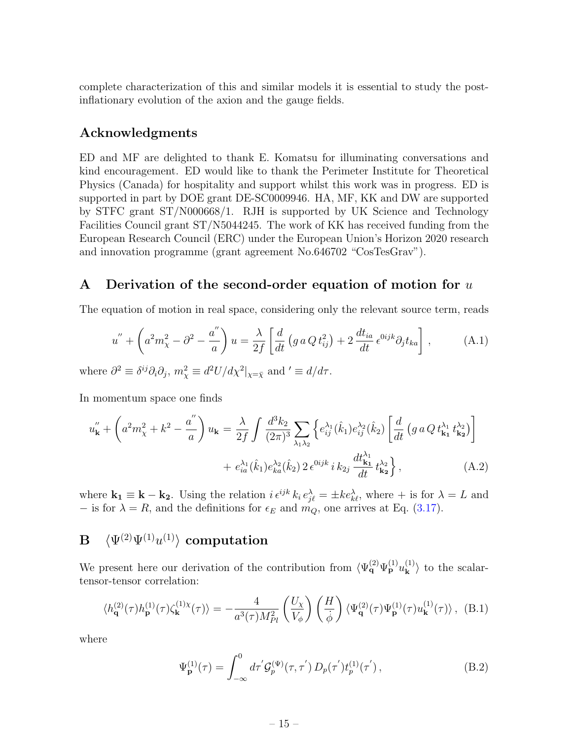complete characterization of this and similar models it is essential to study the post-inflationary evolution of the axion and the gauge fields.

## Acknowledgments

ED and MF are delighted to thank E. Komatsu for illuminating conversations and kind encouragement. ED would like to thank the Perimeter Institute for Theoretical Physics (Canada) for hospitality and support whilst this work was in progress. ED is supported in part by DOE grant DE-SC0009946. HA, MF, KK and DW are supported by STFC grant ST/N000668/1. RJH is supported by UK Science and Technology Facilities Council grant ST/N5044245. The work of KK has received funding from the European Research Council (ERC) under the European Union's Horizon 2020 research and innovation programme (grant agreement No.646702 "CosTesGrav").

## A Derivation of the second-order equation of motion for $u$

The equation of motion in real space, considering only the relevant source term, reads

$$u'' + \left(a^2 m_\chi^2 - \partial^2 - \frac{a''}{a}\right) u = \frac{\lambda}{2f}\left[\frac{d}{dt}\left(g\, a\, Q\, t_{ij}^2\right) + 2\,\frac{dt_{ia}}{dt}\,\epsilon^{0ijk}\partial_j t_{ka}\right], \tag{A.1}$$

where $\partial^2 \equiv \delta^{ij}\partial_i\partial_j$, $m_\chi^2 \equiv d^2U/d\chi^2|_{\chi=\bar{\chi}}$ and $' \equiv d/d\tau$.

In momentum space one finds

$$\begin{aligned} u''_{\mathbf{k}} + \left(a^2 m_\chi^2 + k^2 - \frac{a''}{a}\right) u_{\mathbf{k}} = \frac{\lambda}{2f}\int \frac{d^3k_2}{(2\pi)^3}\sum_{\lambda_1\lambda_2}\Big\{ & e_{ij}^{\lambda_1}(\hat{k}_1)e_{ij}^{\lambda_2}(\hat{k}_2)\left[\frac{d}{dt}\left(g\, a\, Q\, t_{\mathbf{k_1}}^{\lambda_1}\, t_{\mathbf{k_2}}^{\lambda_2}\right)\right] \\ & + e_{ia}^{\lambda_1}(\hat{k}_1)e_{ka}^{\lambda_2}(\hat{k}_2)\, 2\,\epsilon^{0ijk}\, i\, k_{2j}\,\frac{dt_{\mathbf{k_1}}^{\lambda_1}}{dt}\, t_{\mathbf{k_2}}^{\lambda_2}\Big\}, \end{aligned} \tag{A.2}$$

where $\mathbf{k_1} \equiv \mathbf{k} - \mathbf{k_2}$. Using the relation $i\,\epsilon^{ijk}\,k_i\,e_{j\ell}^{\lambda} = \pm k e_{k\ell}^{\lambda}$, where $+$ is for $\lambda = L$ and $-$ is for $\lambda = R$, and the definitions for $\epsilon_E$ and $m_Q$, one arrives at Eq. (3.17).

## B $\langle \Psi^{(2)}\Psi^{(1)}u^{(1)}\rangle$ computation

We present here our derivation of the contribution from $\langle \Psi_{\mathbf{q}}^{(2)}\Psi_{\mathbf{p}}^{(1)}u_{\mathbf{k}}^{(1)}\rangle$ to the scalar-tensor-tensor correlation:

$$\langle h_{\mathbf{q}}^{(2)}(\tau)h_{\mathbf{p}}^{(1)}(\tau)\zeta_{\mathbf{k}}^{(1)\chi}(\tau)\rangle = -\frac{4}{a^3(\tau)M_{Pl}^2}\left(\frac{U_\chi}{V_\phi}\right)\left(\frac{H}{\dot{\phi}}\right)\langle \Psi_{\mathbf{q}}^{(2)}(\tau)\Psi_{\mathbf{p}}^{(1)}(\tau)u_{\mathbf{k}}^{(1)}(\tau)\rangle, \tag{B.1}$$

where

$$\Psi_{\mathbf{p}}^{(1)}(\tau) = \int_{-\infty}^{0} d\tau'\,\mathcal{G}_p^{(\Psi)}(\tau,\tau')\,D_p(\tau')t_p^{(1)}(\tau'), \tag{B.2}$$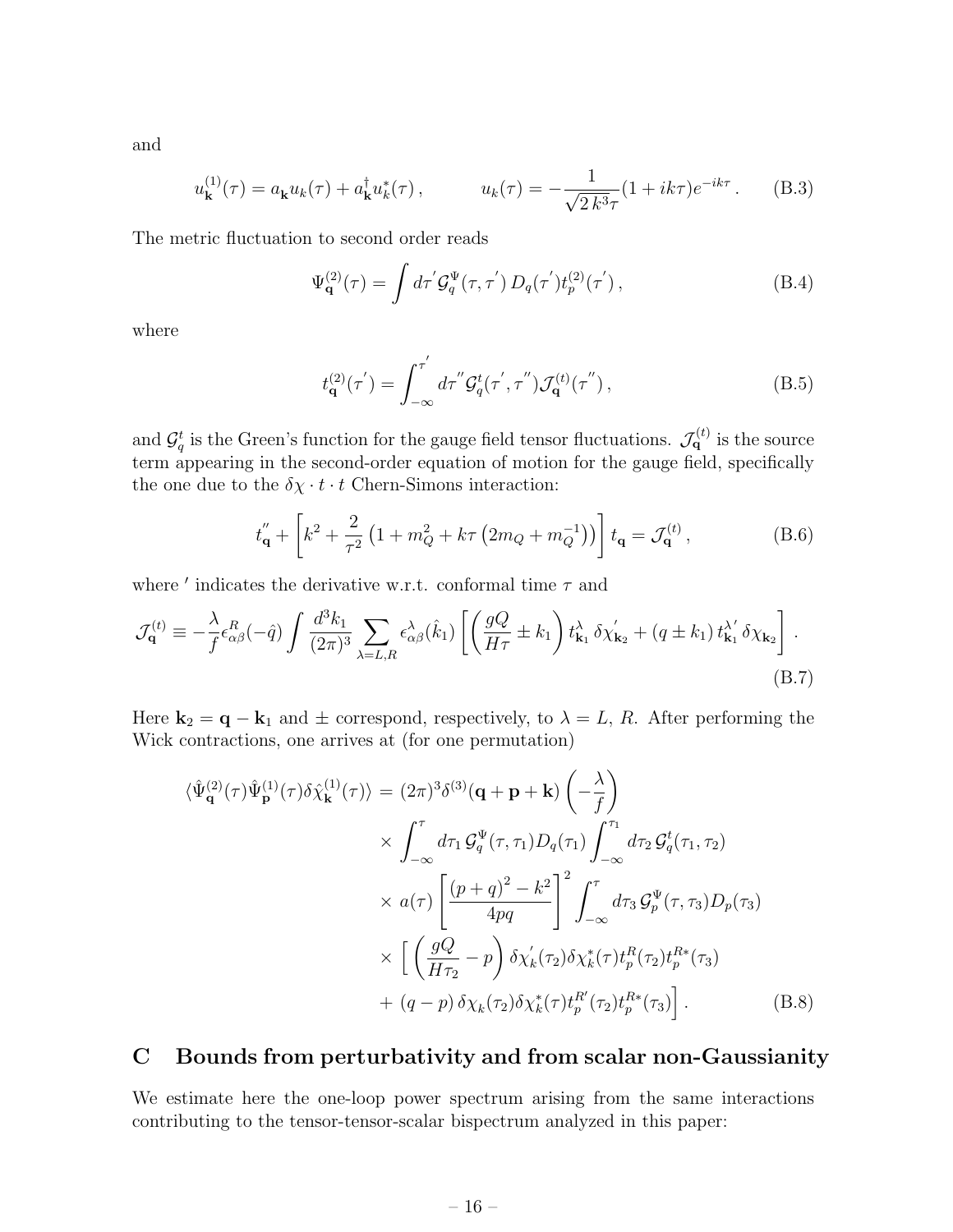and

$$
u^{(1)}_{\mathbf{k}}(\tau) = a_{\mathbf{k}} u_k(\tau) + a^{\dagger}_{\mathbf{k}} u^*_k(\tau) \,, \qquad\qquad u_k(\tau) = -\frac{1}{\sqrt{2\,k^3}\tau}(1+ik\tau)e^{-ik\tau} \,. \tag{B.3}
$$

The metric fluctuation to second order reads

$$
\Psi^{(2)}_{\mathbf{q}}(\tau) = \int d\tau^{'} \mathcal{G}^{\Psi}_q(\tau,\tau^{'})\, D_q(\tau^{'}) t^{(2)}_p(\tau^{'}) \,, \tag{B.4}
$$

where

$$
t^{(2)}_{\mathbf{q}}(\tau^{'}) = \int_{-\infty}^{\tau^{'}} d\tau^{''} \mathcal{G}^{t}_q(\tau^{'},\tau^{''}) \mathcal{J}^{(t)}_{\mathbf{q}}(\tau^{''}) \,, \tag{B.5}
$$

and $\mathcal{G}^t_q$ is the Green's function for the gauge field tensor fluctuations. $\mathcal{J}^{(t)}_{\mathbf{q}}$ is the source term appearing in the second-order equation of motion for the gauge field, specifically the one due to the $\delta\chi \cdot t \cdot t$ Chern-Simons interaction:

$$
t^{''}_{\mathbf{q}} + \left[k^2 + \frac{2}{\tau^2}\left(1 + m_Q^2 + k\tau\left(2m_Q + m_Q^{-1}\right)\right)\right] t_{\mathbf{q}} = \mathcal{J}^{(t)}_{\mathbf{q}} \,, \tag{B.6}
$$

where $'$ indicates the derivative w.r.t. conformal time $\tau$ and

$$
\mathcal{J}^{(t)}_{\mathbf{q}} \equiv -\frac{\lambda}{f} \epsilon^{R}_{\alpha\beta}(-\hat{q}) \int \frac{d^3k_1}{(2\pi)^3} \sum_{\lambda=L,R} \epsilon^{\lambda}_{\alpha\beta}(\hat{k}_1) \left[\left(\frac{gQ}{H\tau} \pm k_1\right) t^{\lambda}_{\mathbf{k}_1}\, \delta\chi^{'}_{\mathbf{k}_2} + (q \pm k_1)\, t^{\lambda\,'}_{\mathbf{k}_1}\, \delta\chi_{\mathbf{k}_2}\right] . \tag{B.7}
$$

Here $\mathbf{k}_2 = \mathbf{q} - \mathbf{k}_1$ and $\pm$ correspond, respectively, to $\lambda = L,\, R$. After performing the Wick contractions, one arrives at (for one permutation)

$$
\begin{aligned}
\langle \hat{\Psi}^{(2)}_{\mathbf{q}}(\tau) \hat{\Psi}^{(1)}_{\mathbf{p}}(\tau) \delta\hat{\chi}^{(1)}_{\mathbf{k}}(\tau) \rangle \;=\; & (2\pi)^3 \delta^{(3)}(\mathbf{q}+\mathbf{p}+\mathbf{k}) \left(-\frac{\lambda}{f}\right) \\
& \times \int_{-\infty}^{\tau} d\tau_1\, \mathcal{G}^{\Psi}_q(\tau,\tau_1) D_q(\tau_1) \int_{-\infty}^{\tau_1} d\tau_2\, \mathcal{G}^{t}_q(\tau_1,\tau_2) \\
& \times a(\tau) \left[\frac{(p+q)^2 - k^2}{4pq}\right]^2 \int_{-\infty}^{\tau} d\tau_3\, \mathcal{G}^{\Psi}_p(\tau,\tau_3) D_p(\tau_3) \\
& \times \Big[ \left(\frac{gQ}{H\tau_2} - p\right) \delta\chi^{'}_k(\tau_2) \delta\chi^*_k(\tau) t^R_p(\tau_2) t^{R*}_p(\tau_3) \\
& + (q-p)\, \delta\chi_k(\tau_2) \delta\chi^*_k(\tau) t^{R'}_p(\tau_2) t^{R*}_p(\tau_3) \Big] \,.
\end{aligned} \tag{B.8}
$$

# C Bounds from perturbativity and from scalar non-Gaussianity

We estimate here the one-loop power spectrum arising from the same interactions contributing to the tensor-tensor-scalar bispectrum analyzed in this paper: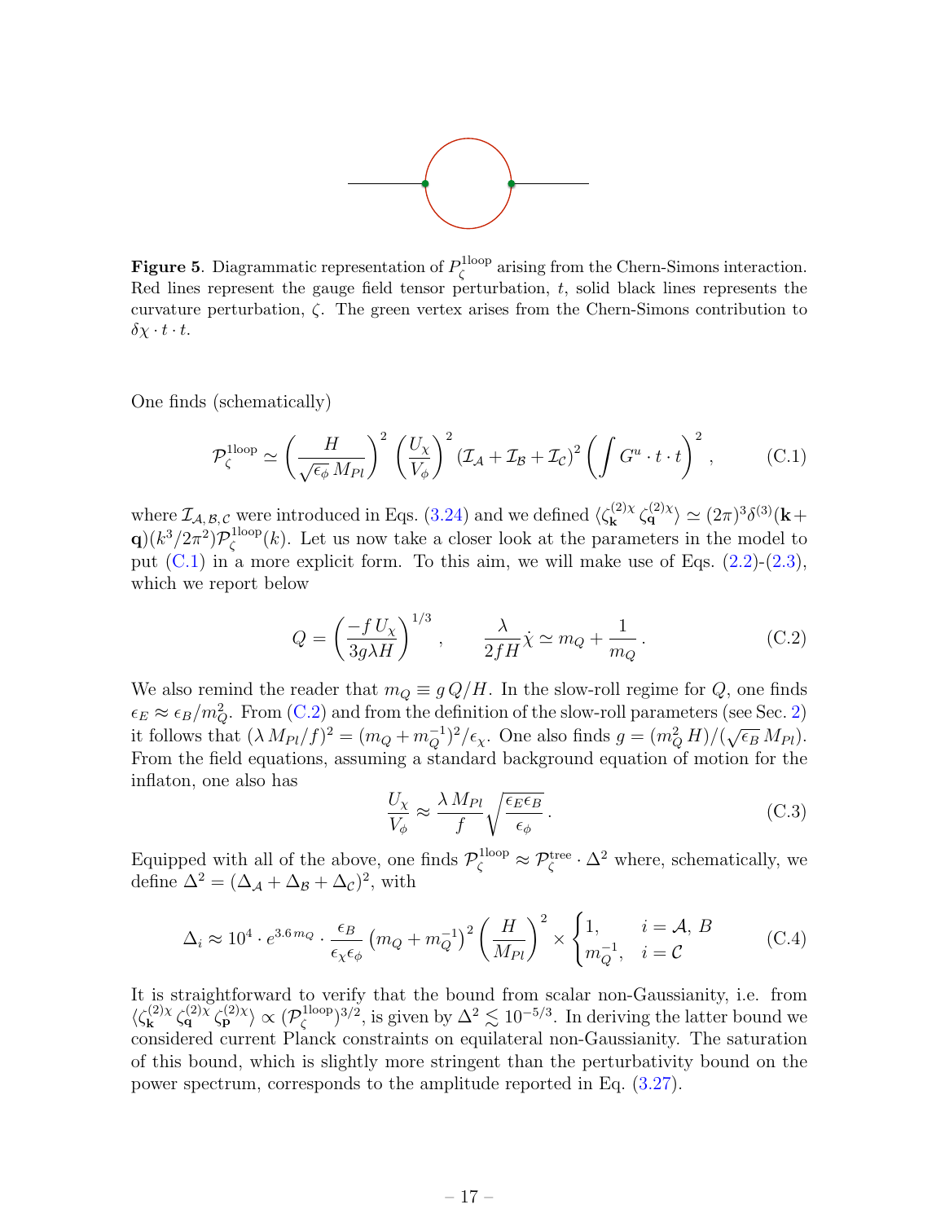**Figure 5**. Diagrammatic representation of $P_\zeta^{\rm 1loop}$ arising from the Chern-Simons interaction. Red lines represent the gauge field tensor perturbation, $t$, solid black lines represents the curvature perturbation, $\zeta$. The green vertex arises from the Chern-Simons contribution to $\delta\chi \cdot t \cdot t$.

One finds (schematically)

$$\mathcal{P}_\zeta^{\rm 1loop} \simeq \left(\frac{H}{\sqrt{\epsilon_\phi}\, M_{Pl}}\right)^2 \left(\frac{U_\chi}{V_\phi}\right)^2 (\mathcal{I}_\mathcal{A} + \mathcal{I}_\mathcal{B} + \mathcal{I}_\mathcal{C})^2 \left(\int G^u \cdot t \cdot t\right)^2 , \tag{C.1}$$

where $\mathcal{I}_{\mathcal{A},\mathcal{B},\mathcal{C}}$ were introduced in Eqs. (3.24) and we defined $\langle \zeta_{\mathbf{k}}^{(2)\chi}\, \zeta_{\mathbf{q}}^{(2)\chi} \rangle \simeq (2\pi)^3 \delta^{(3)}(\mathbf{k} + \mathbf{q})(k^3/2\pi^2)\mathcal{P}_\zeta^{\rm 1loop}(k)$. Let us now take a closer look at the parameters in the model to put (C.1) in a more explicit form. To this aim, we will make use of Eqs. (2.2)-(2.3), which we report below

$$Q = \left(\frac{-f\, U_\chi}{3g\lambda H}\right)^{1/3} , \qquad \frac{\lambda}{2fH}\dot{\chi} \simeq m_Q + \frac{1}{m_Q} . \tag{C.2}$$

We also remind the reader that $m_Q \equiv g\, Q/H$. In the slow-roll regime for $Q$, one finds $\epsilon_E \approx \epsilon_B/m_Q^2$. From (C.2) and from the definition of the slow-roll parameters (see Sec. 2) it follows that $(\lambda\, M_{Pl}/f)^2 = (m_Q + m_Q^{-1})^2/\epsilon_\chi$. One also finds $g = (m_Q^2\, H)/(\sqrt{\epsilon_B}\, M_{Pl})$. From the field equations, assuming a standard background equation of motion for the inflaton, one also has

$$\frac{U_\chi}{V_\phi} \approx \frac{\lambda\, M_{Pl}}{f} \sqrt{\frac{\epsilon_E \epsilon_B}{\epsilon_\phi}} . \tag{C.3}$$

Equipped with all of the above, one finds $\mathcal{P}_\zeta^{\rm 1loop} \approx \mathcal{P}_\zeta^{\rm tree} \cdot \Delta^2$ where, schematically, we define $\Delta^2 = (\Delta_\mathcal{A} + \Delta_\mathcal{B} + \Delta_\mathcal{C})^2$, with

$$\Delta_i \approx 10^4 \cdot e^{3.6\, m_Q} \cdot \frac{\epsilon_B}{\epsilon_\chi \epsilon_\phi} \left(m_Q + m_Q^{-1}\right)^2 \left(\frac{H}{M_{Pl}}\right)^2 \times \begin{cases} 1, & i = \mathcal{A},\, B \\ m_Q^{-1}, & i = \mathcal{C} \end{cases} \tag{C.4}$$

It is straightforward to verify that the bound from scalar non-Gaussianity, i.e. from $\langle \zeta_{\mathbf{k}}^{(2)\chi}\, \zeta_{\mathbf{q}}^{(2)\chi}\, \zeta_{\mathbf{p}}^{(2)\chi} \rangle \propto (\mathcal{P}_\zeta^{\rm 1loop})^{3/2}$, is given by $\Delta^2 \lesssim 10^{-5/3}$. In deriving the latter bound we considered current Planck constraints on equilateral non-Gaussianity. The saturation of this bound, which is slightly more stringent than the perturbativity bound on the power spectrum, corresponds to the amplitude reported in Eq. (3.27).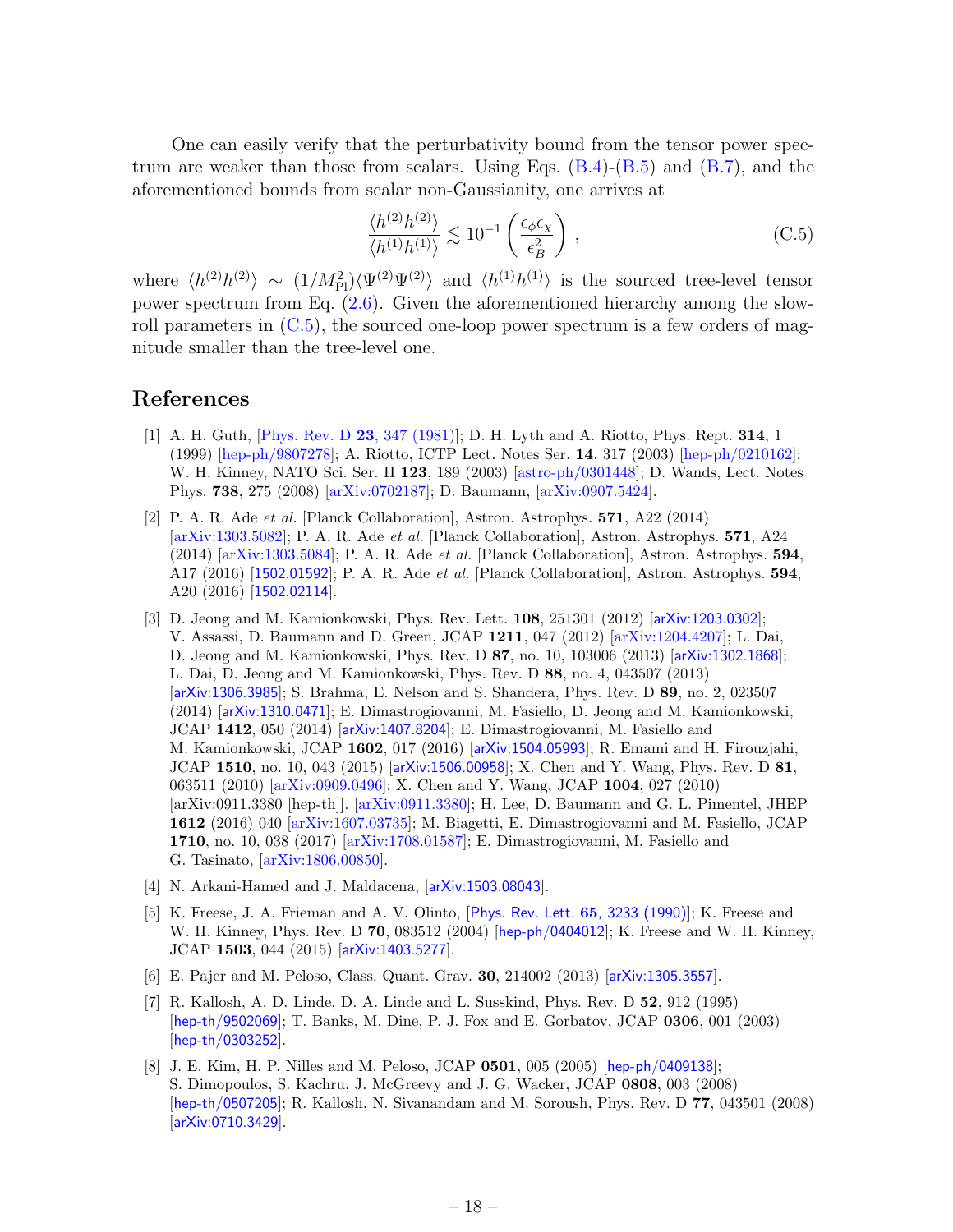One can easily verify that the perturbativity bound from the tensor power spectrum are weaker than those from scalars. Using Eqs. (B.4)-(B.5) and (B.7), and the aforementioned bounds from scalar non-Gaussianity, one arrives at

$$\frac{\langle h^{(2)} h^{(2)} \rangle}{\langle h^{(1)} h^{(1)} \rangle} \lesssim 10^{-1} \left( \frac{\epsilon_\phi \epsilon_\chi}{\epsilon_B^2} \right) , \tag{C.5}$$

where $\langle h^{(2)} h^{(2)} \rangle \sim (1/M_{\rm Pl}^2) \langle \Psi^{(2)} \Psi^{(2)} \rangle$ and $\langle h^{(1)} h^{(1)} \rangle$ is the sourced tree-level tensor power spectrum from Eq. (2.6). Given the aforementioned hierarchy among the slow-roll parameters in (C.5), the sourced one-loop power spectrum is a few orders of magnitude smaller than the tree-level one.

# References

[1] A. H. Guth, [Phys. Rev. D **23**, 347 (1981)]; D. H. Lyth and A. Riotto, Phys. Rept. **314**, 1 (1999) [hep-ph/9807278]; A. Riotto, ICTP Lect. Notes Ser. **14**, 317 (2003) [hep-ph/0210162]; W. H. Kinney, NATO Sci. Ser. II **123**, 189 (2003) [astro-ph/0301448]; D. Wands, Lect. Notes Phys. **738**, 275 (2008) [arXiv:0702187]; D. Baumann, [arXiv:0907.5424].

[2] P. A. R. Ade *et al.* [Planck Collaboration], Astron. Astrophys. **571**, A22 (2014) [arXiv:1303.5082]; P. A. R. Ade *et al.* [Planck Collaboration], Astron. Astrophys. **571**, A24 (2014) [arXiv:1303.5084]; P. A. R. Ade *et al.* [Planck Collaboration], Astron. Astrophys. **594**, A17 (2016) [1502.01592]; P. A. R. Ade *et al.* [Planck Collaboration], Astron. Astrophys. **594**, A20 (2016) [1502.02114].

[3] D. Jeong and M. Kamionkowski, Phys. Rev. Lett. **108**, 251301 (2012) [arXiv:1203.0302]; V. Assassi, D. Baumann and D. Green, JCAP **1211**, 047 (2012) [arXiv:1204.4207]; L. Dai, D. Jeong and M. Kamionkowski, Phys. Rev. D **87**, no. 10, 103006 (2013) [arXiv:1302.1868]; L. Dai, D. Jeong and M. Kamionkowski, Phys. Rev. D **88**, no. 4, 043507 (2013) [arXiv:1306.3985]; S. Brahma, E. Nelson and S. Shandera, Phys. Rev. D **89**, no. 2, 023507 (2014) [arXiv:1310.0471]; E. Dimastrogiovanni, M. Fasiello, D. Jeong and M. Kamionkowski, JCAP **1412**, 050 (2014) [arXiv:1407.8204]; E. Dimastrogiovanni, M. Fasiello and M. Kamionkowski, JCAP **1602**, 017 (2016) [arXiv:1504.05993]; R. Emami and H. Firouzjahi, JCAP **1510**, no. 10, 043 (2015) [arXiv:1506.00958]; X. Chen and Y. Wang, Phys. Rev. D **81**, 063511 (2010) [arXiv:0909.0496]; X. Chen and Y. Wang, JCAP **1004**, 027 (2010) [arXiv:0911.3380 [hep-th]]. [arXiv:0911.3380]; H. Lee, D. Baumann and G. L. Pimentel, JHEP **1612** (2016) 040 [arXiv:1607.03735]; M. Biagetti, E. Dimastrogiovanni and M. Fasiello, JCAP **1710**, no. 10, 038 (2017) [arXiv:1708.01587]; E. Dimastrogiovanni, M. Fasiello and G. Tasinato, [arXiv:1806.00850].

[4] N. Arkani-Hamed and J. Maldacena, [arXiv:1503.08043].

[5] K. Freese, J. A. Frieman and A. V. Olinto, [Phys. Rev. Lett. **65**, 3233 (1990)]; K. Freese and W. H. Kinney, Phys. Rev. D **70**, 083512 (2004) [hep-ph/0404012]; K. Freese and W. H. Kinney, JCAP **1503**, 044 (2015) [arXiv:1403.5277].

[6] E. Pajer and M. Peloso, Class. Quant. Grav. **30**, 214002 (2013) [arXiv:1305.3557].

[7] R. Kallosh, A. D. Linde, D. A. Linde and L. Susskind, Phys. Rev. D **52**, 912 (1995) [hep-th/9502069]; T. Banks, M. Dine, P. J. Fox and E. Gorbatov, JCAP **0306**, 001 (2003) [hep-th/0303252].

[8] J. E. Kim, H. P. Nilles and M. Peloso, JCAP **0501**, 005 (2005) [hep-ph/0409138]; S. Dimopoulos, S. Kachru, J. McGreevy and J. G. Wacker, JCAP **0808**, 003 (2008) [hep-th/0507205]; R. Kallosh, N. Sivanandam and M. Soroush, Phys. Rev. D **77**, 043501 (2008) [arXiv:0710.3429].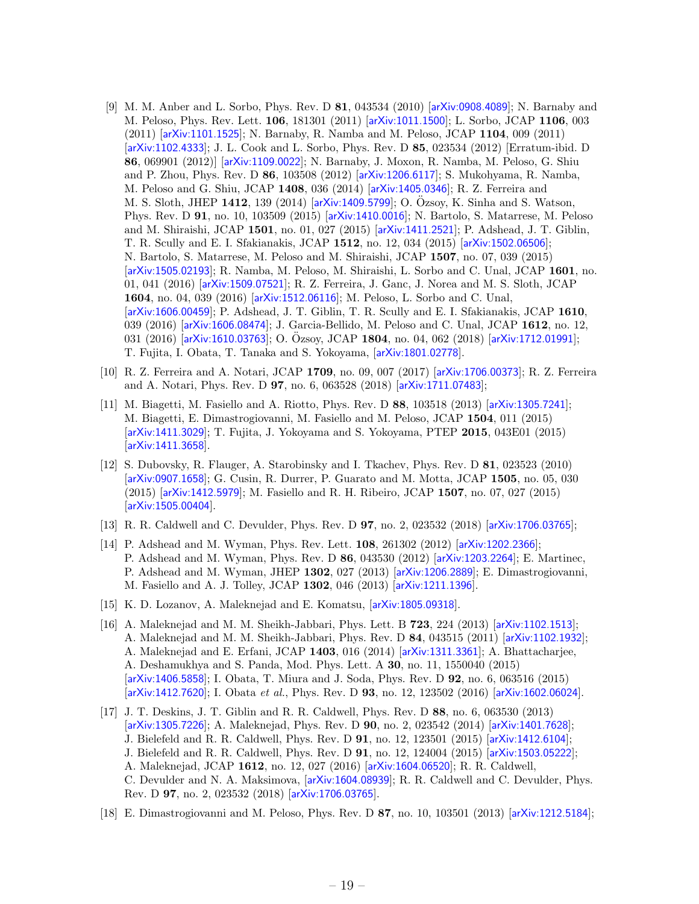[9] M. M. Anber and L. Sorbo, Phys. Rev. D **81**, 043534 (2010) [arXiv:0908.4089]; N. Barnaby and M. Peloso, Phys. Rev. Lett. **106**, 181301 (2011) [arXiv:1011.1500]; L. Sorbo, JCAP **1106**, 003 (2011) [arXiv:1101.1525]; N. Barnaby, R. Namba and M. Peloso, JCAP **1104**, 009 (2011) [arXiv:1102.4333]; J. L. Cook and L. Sorbo, Phys. Rev. D **85**, 023534 (2012) [Erratum-ibid. D **86**, 069901 (2012)] [arXiv:1109.0022]; N. Barnaby, J. Moxon, R. Namba, M. Peloso, G. Shiu and P. Zhou, Phys. Rev. D **86**, 103508 (2012) [arXiv:1206.6117]; S. Mukohyama, R. Namba, M. Peloso and G. Shiu, JCAP **1408**, 036 (2014) [arXiv:1405.0346]; R. Z. Ferreira and M. S. Sloth, JHEP **1412**, 139 (2014) [arXiv:1409.5799]; O. Özsoy, K. Sinha and S. Watson, Phys. Rev. D **91**, no. 10, 103509 (2015) [arXiv:1410.0016]; N. Bartolo, S. Matarrese, M. Peloso and M. Shiraishi, JCAP **1501**, no. 01, 027 (2015) [arXiv:1411.2521]; P. Adshead, J. T. Giblin, T. R. Scully and E. I. Sfakianakis, JCAP **1512**, no. 12, 034 (2015) [arXiv:1502.06506]; N. Bartolo, S. Matarrese, M. Peloso and M. Shiraishi, JCAP **1507**, no. 07, 039 (2015) [arXiv:1505.02193]; R. Namba, M. Peloso, M. Shiraishi, L. Sorbo and C. Unal, JCAP **1601**, no. 01, 041 (2016) [arXiv:1509.07521]; R. Z. Ferreira, J. Ganc, J. Norea and M. S. Sloth, JCAP **1604**, no. 04, 039 (2016) [arXiv:1512.06116]; M. Peloso, L. Sorbo and C. Unal, [arXiv:1606.00459]; P. Adshead, J. T. Giblin, T. R. Scully and E. I. Sfakianakis, JCAP **1610**, 039 (2016) [arXiv:1606.08474]; J. Garcia-Bellido, M. Peloso and C. Unal, JCAP **1612**, no. 12, 031 (2016) [arXiv:1610.03763]; O. Özsoy, JCAP **1804**, no. 04, 062 (2018) [arXiv:1712.01991]; T. Fujita, I. Obata, T. Tanaka and S. Yokoyama, [arXiv:1801.02778].

[10] R. Z. Ferreira and A. Notari, JCAP **1709**, no. 09, 007 (2017) [arXiv:1706.00373]; R. Z. Ferreira and A. Notari, Phys. Rev. D **97**, no. 6, 063528 (2018) [arXiv:1711.07483];

[11] M. Biagetti, M. Fasiello and A. Riotto, Phys. Rev. D **88**, 103518 (2013) [arXiv:1305.7241]; M. Biagetti, E. Dimastrogiovanni, M. Fasiello and M. Peloso, JCAP **1504**, 011 (2015) [arXiv:1411.3029]; T. Fujita, J. Yokoyama and S. Yokoyama, PTEP **2015**, 043E01 (2015) [arXiv:1411.3658].

[12] S. Dubovsky, R. Flauger, A. Starobinsky and I. Tkachev, Phys. Rev. D **81**, 023523 (2010) [arXiv:0907.1658]; G. Cusin, R. Durrer, P. Guarato and M. Motta, JCAP **1505**, no. 05, 030 (2015) [arXiv:1412.5979]; M. Fasiello and R. H. Ribeiro, JCAP **1507**, no. 07, 027 (2015) [arXiv:1505.00404].

[13] R. R. Caldwell and C. Devulder, Phys. Rev. D **97**, no. 2, 023532 (2018) [arXiv:1706.03765];

[14] P. Adshead and M. Wyman, Phys. Rev. Lett. **108**, 261302 (2012) [arXiv:1202.2366]; P. Adshead and M. Wyman, Phys. Rev. D **86**, 043530 (2012) [arXiv:1203.2264]; E. Martinec, P. Adshead and M. Wyman, JHEP **1302**, 027 (2013) [arXiv:1206.2889]; E. Dimastrogiovanni, M. Fasiello and A. J. Tolley, JCAP **1302**, 046 (2013) [arXiv:1211.1396].

[15] K. D. Lozanov, A. Maleknejad and E. Komatsu, [arXiv:1805.09318].

[16] A. Maleknejad and M. M. Sheikh-Jabbari, Phys. Lett. B **723**, 224 (2013) [arXiv:1102.1513]; A. Maleknejad and M. M. Sheikh-Jabbari, Phys. Rev. D **84**, 043515 (2011) [arXiv:1102.1932]; A. Maleknejad and E. Erfani, JCAP **1403**, 016 (2014) [arXiv:1311.3361]; A. Bhattacharjee, A. Deshamukhya and S. Panda, Mod. Phys. Lett. A **30**, no. 11, 1550040 (2015) [arXiv:1406.5858]; I. Obata, T. Miura and J. Soda, Phys. Rev. D **92**, no. 6, 063516 (2015) [arXiv:1412.7620]; I. Obata *et al.*, Phys. Rev. D **93**, no. 12, 123502 (2016) [arXiv:1602.06024].

[17] J. T. Deskins, J. T. Giblin and R. R. Caldwell, Phys. Rev. D **88**, no. 6, 063530 (2013) [arXiv:1305.7226]; A. Maleknejad, Phys. Rev. D **90**, no. 2, 023542 (2014) [arXiv:1401.7628]; J. Bielefeld and R. R. Caldwell, Phys. Rev. D **91**, no. 12, 123501 (2015) [arXiv:1412.6104]; J. Bielefeld and R. R. Caldwell, Phys. Rev. D **91**, no. 12, 124004 (2015) [arXiv:1503.05222]; A. Maleknejad, JCAP **1612**, no. 12, 027 (2016) [arXiv:1604.06520]; R. R. Caldwell, C. Devulder and N. A. Maksimova, [arXiv:1604.08939]; R. R. Caldwell and C. Devulder, Phys. Rev. D **97**, no. 2, 023532 (2018) [arXiv:1706.03765].

[18] E. Dimastrogiovanni and M. Peloso, Phys. Rev. D **87**, no. 10, 103501 (2013) [arXiv:1212.5184];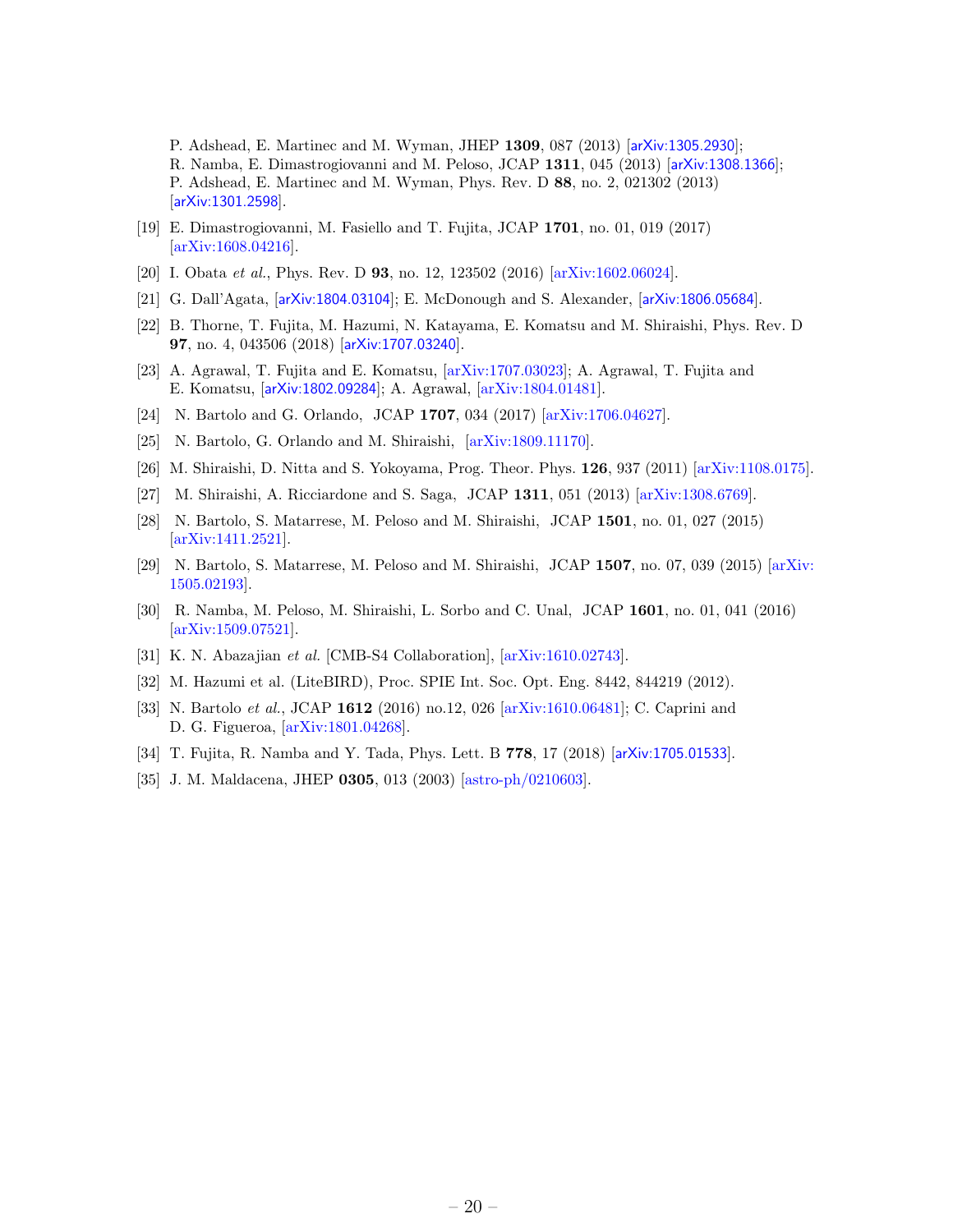P. Adshead, E. Martinec and M. Wyman, JHEP **1309**, 087 (2013) [arXiv:1305.2930]; R. Namba, E. Dimastrogiovanni and M. Peloso, JCAP **1311**, 045 (2013) [arXiv:1308.1366]; P. Adshead, E. Martinec and M. Wyman, Phys. Rev. D **88**, no. 2, 021302 (2013) [arXiv:1301.2598].

[19] E. Dimastrogiovanni, M. Fasiello and T. Fujita, JCAP **1701**, no. 01, 019 (2017) [arXiv:1608.04216].

[20] I. Obata *et al.*, Phys. Rev. D **93**, no. 12, 123502 (2016) [arXiv:1602.06024].

[21] G. Dall'Agata, [arXiv:1804.03104]; E. McDonough and S. Alexander, [arXiv:1806.05684].

[22] B. Thorne, T. Fujita, M. Hazumi, N. Katayama, E. Komatsu and M. Shiraishi, Phys. Rev. D **97**, no. 4, 043506 (2018) [arXiv:1707.03240].

[23] A. Agrawal, T. Fujita and E. Komatsu, [arXiv:1707.03023]; A. Agrawal, T. Fujita and E. Komatsu, [arXiv:1802.09284]; A. Agrawal, [arXiv:1804.01481].

[24] N. Bartolo and G. Orlando, JCAP **1707**, 034 (2017) [arXiv:1706.04627].

[25] N. Bartolo, G. Orlando and M. Shiraishi, [arXiv:1809.11170].

[26] M. Shiraishi, D. Nitta and S. Yokoyama, Prog. Theor. Phys. **126**, 937 (2011) [arXiv:1108.0175].

[27] M. Shiraishi, A. Ricciardone and S. Saga, JCAP **1311**, 051 (2013) [arXiv:1308.6769].

[28] N. Bartolo, S. Matarrese, M. Peloso and M. Shiraishi, JCAP **1501**, no. 01, 027 (2015) [arXiv:1411.2521].

[29] N. Bartolo, S. Matarrese, M. Peloso and M. Shiraishi, JCAP **1507**, no. 07, 039 (2015) [arXiv:1505.02193].

[30] R. Namba, M. Peloso, M. Shiraishi, L. Sorbo and C. Unal, JCAP **1601**, no. 01, 041 (2016) [arXiv:1509.07521].

[31] K. N. Abazajian *et al.* [CMB-S4 Collaboration], [arXiv:1610.02743].

[32] M. Hazumi et al. (LiteBIRD), Proc. SPIE Int. Soc. Opt. Eng. 8442, 844219 (2012).

[33] N. Bartolo *et al.*, JCAP **1612** (2016) no.12, 026 [arXiv:1610.06481]; C. Caprini and D. G. Figueroa, [arXiv:1801.04268].

[34] T. Fujita, R. Namba and Y. Tada, Phys. Lett. B **778**, 17 (2018) [arXiv:1705.01533].

[35] J. M. Maldacena, JHEP **0305**, 013 (2003) [astro-ph/0210603].